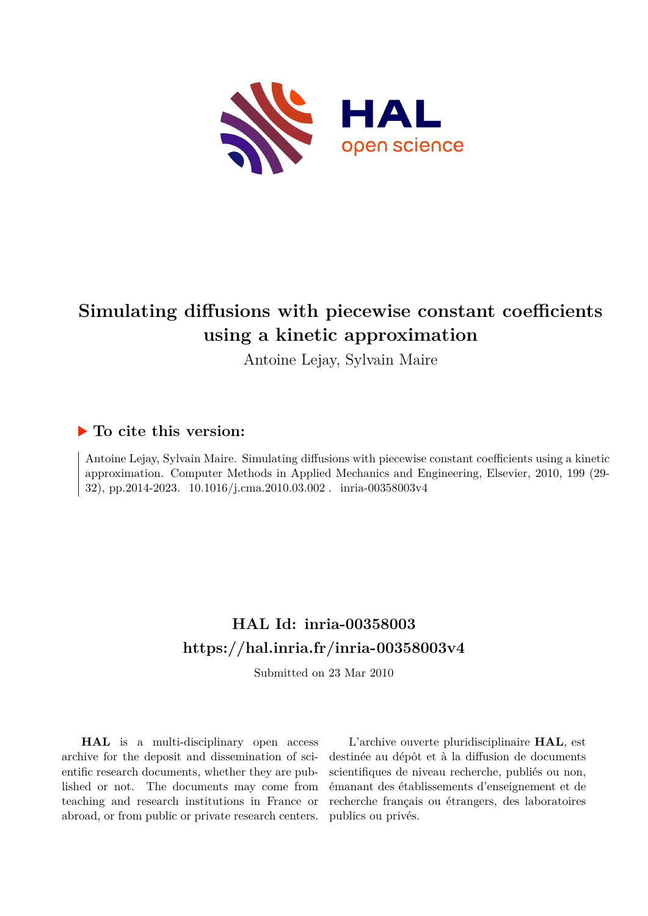# Simulating diffusions with piecewise constant coefficients using a kinetic approximation

Antoine Lejay, Sylvain Maire

## ▶ To cite this version:

Antoine Lejay, Sylvain Maire. Simulating diffusions with piecewise constant coefficients using a kinetic approximation. Computer Methods in Applied Mechanics and Engineering, Elsevier, 2010, 199 (29-32), pp.2014-2023. 10.1016/j.cma.2010.03.002 . inria-00358003v4

## HAL Id: inria-00358003
## https://hal.inria.fr/inria-00358003v4

Submitted on 23 Mar 2010

**HAL** is a multi-disciplinary open access archive for the deposit and dissemination of scientific research documents, whether they are published or not. The documents may come from teaching and research institutions in France or abroad, or from public or private research centers.

L'archive ouverte pluridisciplinaire **HAL**, est destinée au dépôt et à la diffusion de documents scientifiques de niveau recherche, publiés ou non, émanant des établissements d'enseignement et de recherche français ou étrangers, des laboratoires publics ou privés.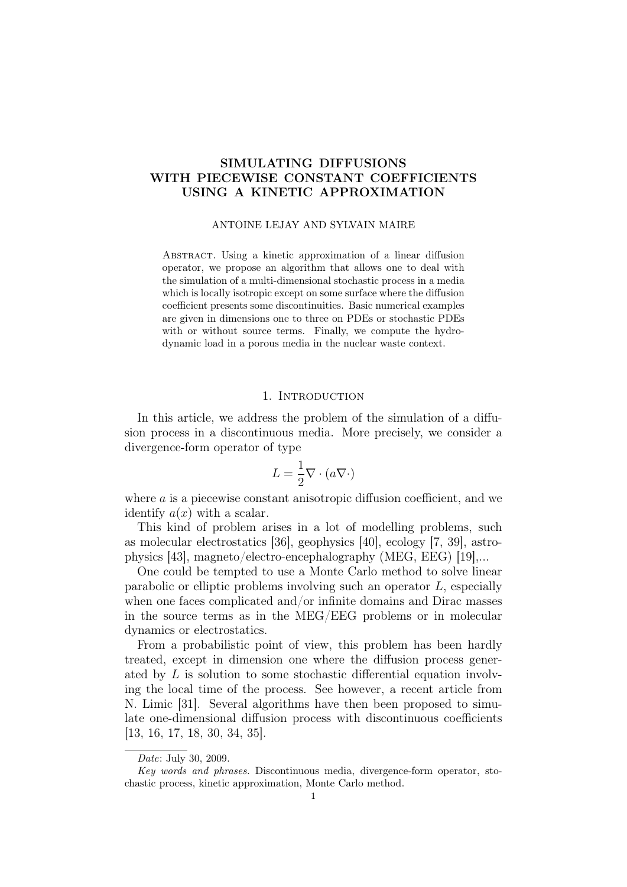# SIMULATING DIFFUSIONS WITH PIECEWISE CONSTANT COEFFICIENTS USING A KINETIC APPROXIMATION

ANTOINE LEJAY AND SYLVAIN MAIRE

Abstract. Using a kinetic approximation of a linear diffusion operator, we propose an algorithm that allows one to deal with the simulation of a multi-dimensional stochastic process in a media which is locally isotropic except on some surface where the diffusion coefficient presents some discontinuities. Basic numerical examples are given in dimensions one to three on PDEs or stochastic PDEs with or without source terms. Finally, we compute the hydrodynamic load in a porous media in the nuclear waste context.

## 1. Introduction

In this article, we address the problem of the simulation of a diffusion process in a discontinuous media. More precisely, we consider a divergence-form operator of type

$$L = \frac{1}{2}\nabla \cdot (a\nabla \cdot)$$

where $a$ is a piecewise constant anisotropic diffusion coefficient, and we identify $a(x)$ with a scalar.

This kind of problem arises in a lot of modelling problems, such as molecular electrostatics [36], geophysics [40], ecology [7, 39], astrophysics [43], magneto/electro-encephalography (MEG, EEG) [19],...

One could be tempted to use a Monte Carlo method to solve linear parabolic or elliptic problems involving such an operator $L$, especially when one faces complicated and/or infinite domains and Dirac masses in the source terms as in the MEG/EEG problems or in molecular dynamics or electrostatics.

From a probabilistic point of view, this problem has been hardly treated, except in dimension one where the diffusion process generated by $L$ is solution to some stochastic differential equation involving the local time of the process. See however, a recent article from N. Limic [31]. Several algorithms have then been proposed to simulate one-dimensional diffusion process with discontinuous coefficients [13, 16, 17, 18, 30, 34, 35].

*Date*: July 30, 2009.

*Key words and phrases.* Discontinuous media, divergence-form operator, stochastic process, kinetic approximation, Monte Carlo method.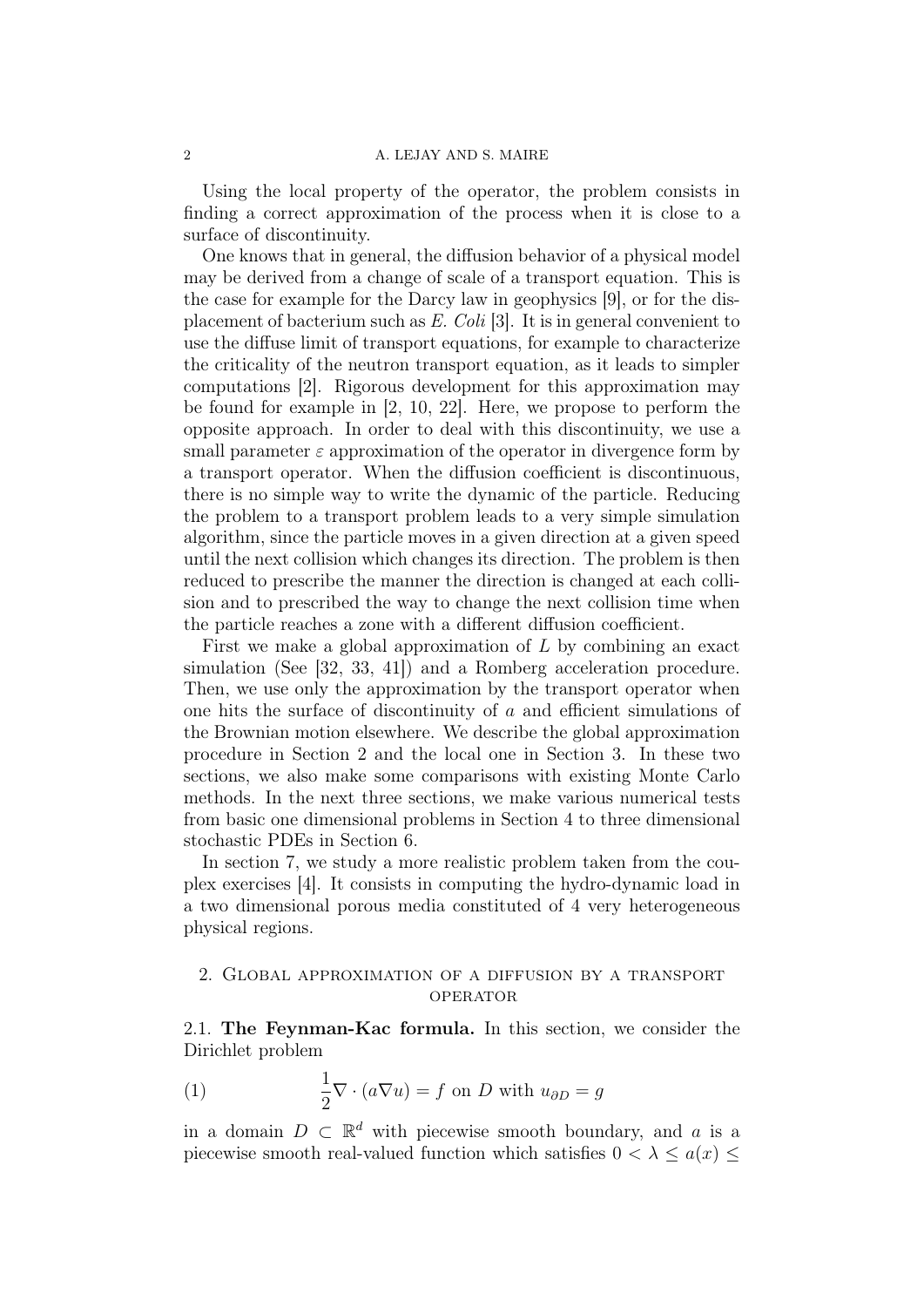Using the local property of the operator, the problem consists in finding a correct approximation of the process when it is close to a surface of discontinuity.

One knows that in general, the diffusion behavior of a physical model may be derived from a change of scale of a transport equation. This is the case for example for the Darcy law in geophysics [9], or for the displacement of bacterium such as *E. Coli* [3]. It is in general convenient to use the diffuse limit of transport equations, for example to characterize the criticality of the neutron transport equation, as it leads to simpler computations [2]. Rigorous development for this approximation may be found for example in [2, 10, 22]. Here, we propose to perform the opposite approach. In order to deal with this discontinuity, we use a small parameter $\varepsilon$ approximation of the operator in divergence form by a transport operator. When the diffusion coefficient is discontinuous, there is no simple way to write the dynamic of the particle. Reducing the problem to a transport problem leads to a very simple simulation algorithm, since the particle moves in a given direction at a given speed until the next collision which changes its direction. The problem is then reduced to prescribe the manner the direction is changed at each collision and to prescribed the way to change the next collision time when the particle reaches a zone with a different diffusion coefficient.

First we make a global approximation of $L$ by combining an exact simulation (See [32, 33, 41]) and a Romberg acceleration procedure. Then, we use only the approximation by the transport operator when one hits the surface of discontinuity of $a$ and efficient simulations of the Brownian motion elsewhere. We describe the global approximation procedure in Section 2 and the local one in Section 3. In these two sections, we also make some comparisons with existing Monte Carlo methods. In the next three sections, we make various numerical tests from basic one dimensional problems in Section 4 to three dimensional stochastic PDEs in Section 6.

In section 7, we study a more realistic problem taken from the couplex exercises [4]. It consists in computing the hydro-dynamic load in a two dimensional porous media constituted of 4 very heterogeneous physical regions.

## 2. Global approximation of a diffusion by a transport operator

**2.1. The Feynman-Kac formula.** In this section, we consider the Dirichlet problem

$$\frac{1}{2}\nabla \cdot (a\nabla u) = f \text{ on } D \text{ with } u_{\partial D} = g \tag{1}$$

in a domain $D \subset \mathbb{R}^d$ with piecewise smooth boundary, and $a$ is a piecewise smooth real-valued function which satisfies $0 < \lambda \leq a(x) \leq$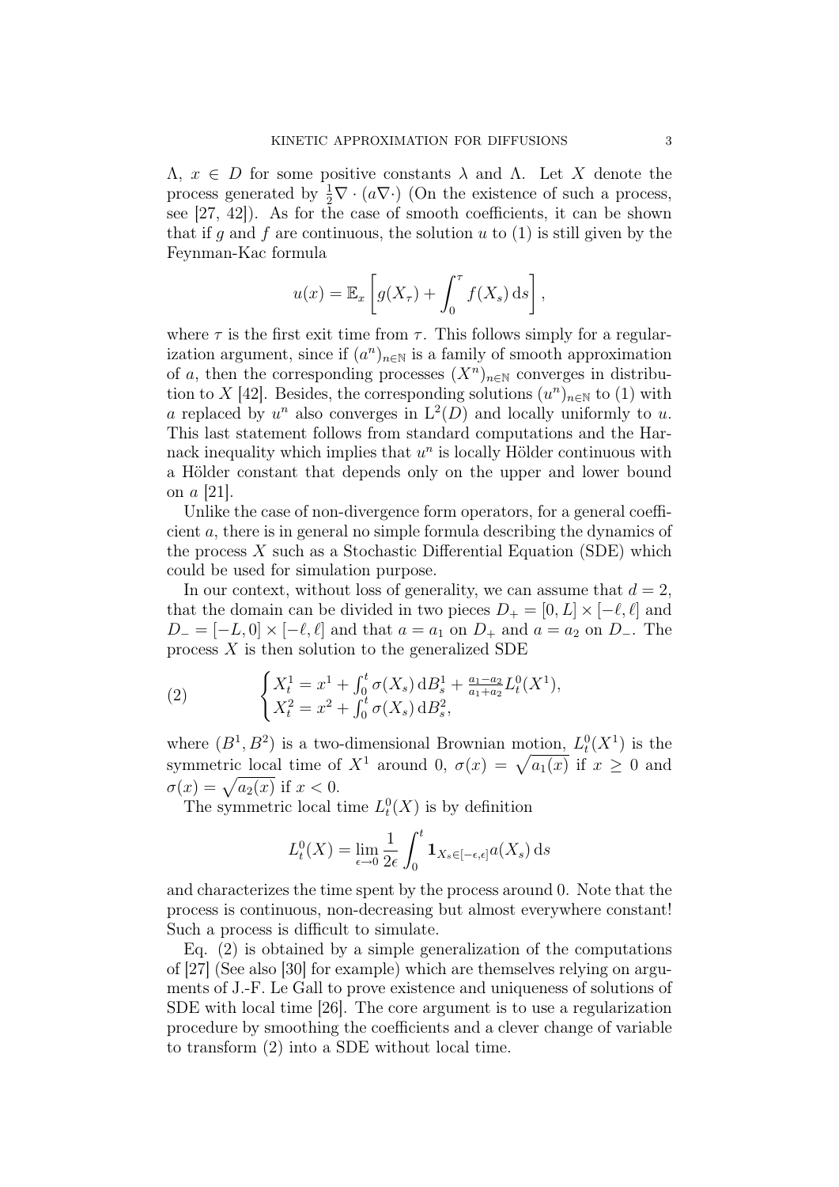$\Lambda$, $x \in D$ for some positive constants $\lambda$ and $\Lambda$. Let $X$ denote the process generated by $\frac{1}{2}\nabla\cdot(a\nabla\cdot)$ (On the existence of such a process, see [27, 42]). As for the case of smooth coefficients, it can be shown that if $g$ and $f$ are continuous, the solution $u$ to (1) is still given by the Feynman-Kac formula

$$u(x) = \mathbb{E}_x\left[g(X_\tau) + \int_0^\tau f(X_s)\,\mathrm{d}s\right],$$

where $\tau$ is the first exit time from $\tau$. This follows simply for a regularization argument, since if $(a^n)_{n\in\mathbb{N}}$ is a family of smooth approximation of $a$, then the corresponding processes $(X^n)_{n\in\mathbb{N}}$ converges in distribution to $X$ [42]. Besides, the corresponding solutions $(u^n)_{n\in\mathbb{N}}$ to (1) with $a$ replaced by $u^n$ also converges in $\mathrm{L}^2(D)$ and locally uniformly to $u$. This last statement follows from standard computations and the Harnack inequality which implies that $u^n$ is locally Hölder continuous with a Hölder constant that depends only on the upper and lower bound on $a$ [21].

Unlike the case of non-divergence form operators, for a general coefficient $a$, there is in general no simple formula describing the dynamics of the process $X$ such as a Stochastic Differential Equation (SDE) which could be used for simulation purpose.

In our context, without loss of generality, we can assume that $d = 2$, that the domain can be divided in two pieces $D_+ = [0, L] \times [-\ell, \ell]$ and $D_- = [-L, 0] \times [-\ell, \ell]$ and that $a = a_1$ on $D_+$ and $a = a_2$ on $D_-$. The process $X$ is then solution to the generalized SDE

$$\begin{cases} X^1_t = x^1 + \int_0^t \sigma(X_s)\,\mathrm{d}B^1_s + \frac{a_1-a_2}{a_1+a_2} L^0_t(X^1), \\ X^2_t = x^2 + \int_0^t \sigma(X_s)\,\mathrm{d}B^2_s, \end{cases} \tag{2}$$

where $(B^1, B^2)$ is a two-dimensional Brownian motion, $L^0_t(X^1)$ is the symmetric local time of $X^1$ around 0, $\sigma(x) = \sqrt{a_1(x)}$ if $x \geq 0$ and $\sigma(x) = \sqrt{a_2(x)}$ if $x < 0$.

The symmetric local time $L^0_t(X)$ is by definition

$$L^0_t(X) = \lim_{\epsilon\to 0} \frac{1}{2\epsilon} \int_0^t \mathbf{1}_{X_s \in [-\epsilon,\epsilon]} a(X_s)\,\mathrm{d}s$$

and characterizes the time spent by the process around 0. Note that the process is continuous, non-decreasing but almost everywhere constant! Such a process is difficult to simulate.

Eq. (2) is obtained by a simple generalization of the computations of [27] (See also [30] for example) which are themselves relying on arguments of J.-F. Le Gall to prove existence and uniqueness of solutions of SDE with local time [26]. The core argument is to use a regularization procedure by smoothing the coefficients and a clever change of variable to transform (2) into a SDE without local time.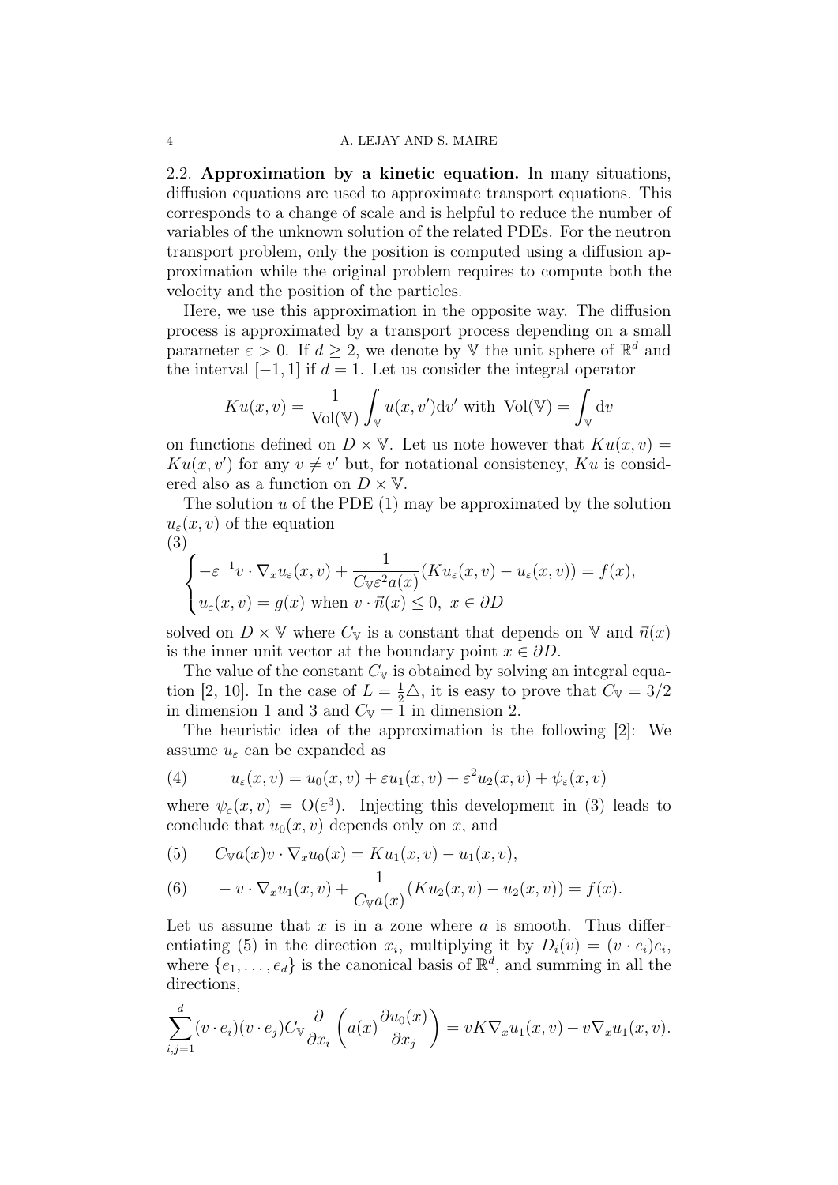### 2.2. Approximation by a kinetic equation.

In many situations, diffusion equations are used to approximate transport equations. This corresponds to a change of scale and is helpful to reduce the number of variables of the unknown solution of the related PDEs. For the neutron transport problem, only the position is computed using a diffusion approximation while the original problem requires to compute both the velocity and the position of the particles.

Here, we use this approximation in the opposite way. The diffusion process is approximated by a transport process depending on a small parameter $\varepsilon > 0$. If $d \geq 2$, we denote by $\mathbb{V}$ the unit sphere of $\mathbb{R}^d$ and the interval $[-1, 1]$ if $d = 1$. Let us consider the integral operator

$$Ku(x, v) = \frac{1}{\operatorname{Vol}(\mathbb{V})} \int_{\mathbb{V}} u(x, v')\mathrm{d}v' \text{ with } \operatorname{Vol}(\mathbb{V}) = \int_{\mathbb{V}} \mathrm{d}v$$

on functions defined on $D \times \mathbb{V}$. Let us note however that $Ku(x, v) = Ku(x, v')$ for any $v \neq v'$ but, for notational consistency, $Ku$ is considered also as a function on $D \times \mathbb{V}$.

The solution $u$ of the PDE (1) may be approximated by the solution $u_\varepsilon(x, v)$ of the equation

$$\begin{cases} -\varepsilon^{-1} v \cdot \nabla_x u_\varepsilon(x, v) + \dfrac{1}{C_{\mathbb{V}} \varepsilon^2 a(x)} (Ku_\varepsilon(x, v) - u_\varepsilon(x, v)) = f(x), \\ u_\varepsilon(x, v) = g(x) \text{ when } v \cdot \vec{n}(x) \leq 0, \ x \in \partial D \end{cases} \tag{3}$$

solved on $D \times \mathbb{V}$ where $C_{\mathbb{V}}$ is a constant that depends on $\mathbb{V}$ and $\vec{n}(x)$ is the inner unit vector at the boundary point $x \in \partial D$.

The value of the constant $C_{\mathbb{V}}$ is obtained by solving an integral equation [2, 10]. In the case of $L = \frac{1}{2}\triangle$, it is easy to prove that $C_{\mathbb{V}} = 3/2$ in dimension 1 and 3 and $C_{\mathbb{V}} = 1$ in dimension 2.

The heuristic idea of the approximation is the following [2]: We assume $u_\varepsilon$ can be expanded as

$$u_\varepsilon(x, v) = u_0(x, v) + \varepsilon u_1(x, v) + \varepsilon^2 u_2(x, v) + \psi_\varepsilon(x, v) \tag{4}$$

where $\psi_\varepsilon(x, v) = \mathrm{O}(\varepsilon^3)$. Injecting this development in (3) leads to conclude that $u_0(x, v)$ depends only on $x$, and

$$C_{\mathbb{V}} a(x) v \cdot \nabla_x u_0(x) = Ku_1(x, v) - u_1(x, v), \tag{5}$$

$$- v \cdot \nabla_x u_1(x, v) + \frac{1}{C_{\mathbb{V}} a(x)} (Ku_2(x, v) - u_2(x, v)) = f(x). \tag{6}$$

Let us assume that $x$ is in a zone where $a$ is smooth. Thus differentiating (5) in the direction $x_i$, multiplying it by $D_i(v) = (v \cdot e_i)e_i$, where $\{e_1, \dots, e_d\}$ is the canonical basis of $\mathbb{R}^d$, and summing in all the directions,

$$\sum_{i,j=1}^{d} (v \cdot e_i)(v \cdot e_j) C_{\mathbb{V}} \frac{\partial}{\partial x_i} \left( a(x) \frac{\partial u_0(x)}{\partial x_j} \right) = vK\nabla_x u_1(x, v) - v\nabla_x u_1(x, v).$$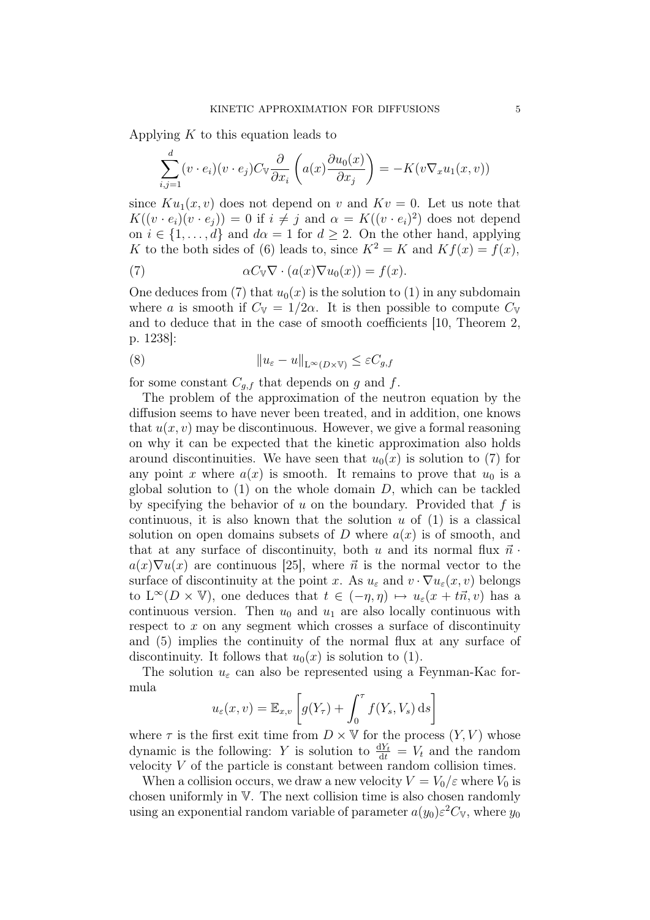Applying $K$ to this equation leads to

$$\sum_{i,j=1}^{d} (v \cdot e_i)(v \cdot e_j) C_{\mathbb{V}} \frac{\partial}{\partial x_i} \left( a(x) \frac{\partial u_0(x)}{\partial x_j} \right) = -K(v \nabla_x u_1(x,v))$$

since $Ku_1(x,v)$ does not depend on $v$ and $Kv = 0$. Let us note that $K((v \cdot e_i)(v \cdot e_j)) = 0$ if $i \neq j$ and $\alpha = K((v \cdot e_i)^2)$ does not depend on $i \in \{1, \dots, d\}$ and $d\alpha = 1$ for $d \geq 2$. On the other hand, applying $K$ to the both sides of (6) leads to, since $K^2 = K$ and $Kf(x) = f(x)$,

$$\alpha C_{\mathbb{V}} \nabla \cdot (a(x) \nabla u_0(x)) = f(x). \tag{7}$$

One deduces from (7) that $u_0(x)$ is the solution to (1) in any subdomain where $a$ is smooth if $C_{\mathbb{V}} = 1/2\alpha$. It is then possible to compute $C_{\mathbb{V}}$ and to deduce that in the case of smooth coefficients [10, Theorem 2, p. 1238]:

$$\|u_\varepsilon - u\|_{\mathrm{L}^\infty(D \times \mathbb{V})} \leq \varepsilon C_{g,f} \tag{8}$$

for some constant $C_{g,f}$ that depends on $g$ and $f$.

The problem of the approximation of the neutron equation by the diffusion seems to have never been treated, and in addition, one knows that $u(x,v)$ may be discontinuous. However, we give a formal reasoning on why it can be expected that the kinetic approximation also holds around discontinuities. We have seen that $u_0(x)$ is solution to (7) for any point $x$ where $a(x)$ is smooth. It remains to prove that $u_0$ is a global solution to (1) on the whole domain $D$, which can be tackled by specifying the behavior of $u$ on the boundary. Provided that $f$ is continuous, it is also known that the solution $u$ of (1) is a classical solution on open domains subsets of $D$ where $a(x)$ is of smooth, and that at any surface of discontinuity, both $u$ and its normal flux $\vec{n} \cdot a(x) \nabla u(x)$ are continuous [25], where $\vec{n}$ is the normal vector to the surface of discontinuity at the point $x$. As $u_\varepsilon$ and $v \cdot \nabla u_\varepsilon(x,v)$ belongs to $\mathrm{L}^\infty(D \times \mathbb{V})$, one deduces that $t \in (-\eta, \eta) \mapsto u_\varepsilon(x + t\vec{n}, v)$ has a continuous version. Then $u_0$ and $u_1$ are also locally continuous with respect to $x$ on any segment which crosses a surface of discontinuity and (5) implies the continuity of the normal flux at any surface of discontinuity. It follows that $u_0(x)$ is solution to (1).

The solution $u_\varepsilon$ can also be represented using a Feynman-Kac formula

$$u_\varepsilon(x,v) = \mathbb{E}_{x,v} \left[ g(Y_\tau) + \int_0^\tau f(Y_s, V_s) \, \mathrm{d}s \right]$$

where $\tau$ is the first exit time from $D \times \mathbb{V}$ for the process $(Y, V)$ whose dynamic is the following: $Y$ is solution to $\frac{\mathrm{d}Y_t}{\mathrm{d}t} = V_t$ and the random velocity $V$ of the particle is constant between random collision times.

When a collision occurs, we draw a new velocity $V = V_0/\varepsilon$ where $V_0$ is chosen uniformly in $\mathbb{V}$. The next collision time is also chosen randomly using an exponential random variable of parameter $a(y_0)\varepsilon^2 C_{\mathbb{V}}$, where $y_0$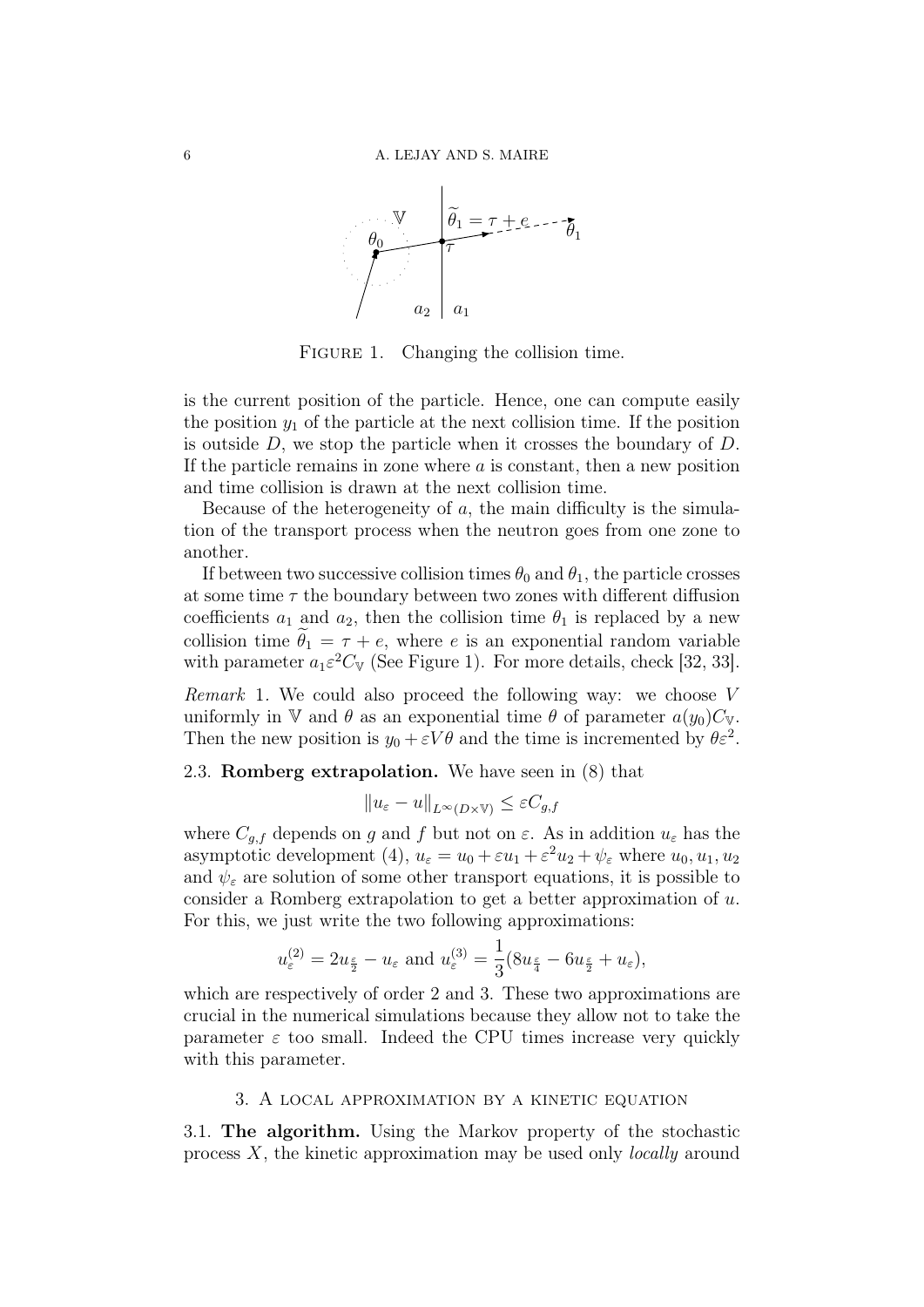FIGURE 1. Changing the collision time.

is the current position of the particle. Hence, one can compute easily the position $y_1$ of the particle at the next collision time. If the position is outside $D$, we stop the particle when it crosses the boundary of $D$. If the particle remains in zone where $a$ is constant, then a new position and time collision is drawn at the next collision time.

Because of the heterogeneity of $a$, the main difficulty is the simulation of the transport process when the neutron goes from one zone to another.

If between two successive collision times $\theta_0$ and $\theta_1$, the particle crosses at some time $\tau$ the boundary between two zones with different diffusion coefficients $a_1$ and $a_2$, then the collision time $\theta_1$ is replaced by a new collision time $\widetilde{\theta}_1 = \tau + e$, where $e$ is an exponential random variable with parameter $a_1\varepsilon^2 C_{\mathbb{V}}$ (See Figure 1). For more details, check [32, 33].

*Remark* 1. We could also proceed the following way: we choose $V$ uniformly in $\mathbb{V}$ and $\theta$ as an exponential time $\theta$ of parameter $a(y_0)C_{\mathbb{V}}$. Then the new position is $y_0 + \varepsilon V\theta$ and the time is incremented by $\theta\varepsilon^2$.

**2.3. Romberg extrapolation.** We have seen in (8) that

$$\|u_\varepsilon - u\|_{L^\infty(D\times\mathbb{V})} \leq \varepsilon C_{g,f}$$

where $C_{g,f}$ depends on $g$ and $f$ but not on $\varepsilon$. As in addition $u_\varepsilon$ has the asymptotic development (4), $u_\varepsilon = u_0 + \varepsilon u_1 + \varepsilon^2 u_2 + \psi_\varepsilon$ where $u_0, u_1, u_2$ and $\psi_\varepsilon$ are solution of some other transport equations, it is possible to consider a Romberg extrapolation to get a better approximation of $u$. For this, we just write the two following approximations:

$$u_\varepsilon^{(2)} = 2u_{\frac{\varepsilon}{2}} - u_\varepsilon \text{ and } u_\varepsilon^{(3)} = \frac{1}{3}(8u_{\frac{\varepsilon}{4}} - 6u_{\frac{\varepsilon}{2}} + u_\varepsilon),$$

which are respectively of order 2 and 3. These two approximations are crucial in the numerical simulations because they allow not to take the parameter $\varepsilon$ too small. Indeed the CPU times increase very quickly with this parameter.

## 3. A local approximation by a kinetic equation

**3.1. The algorithm.** Using the Markov property of the stochastic process $X$, the kinetic approximation may be used only *locally* around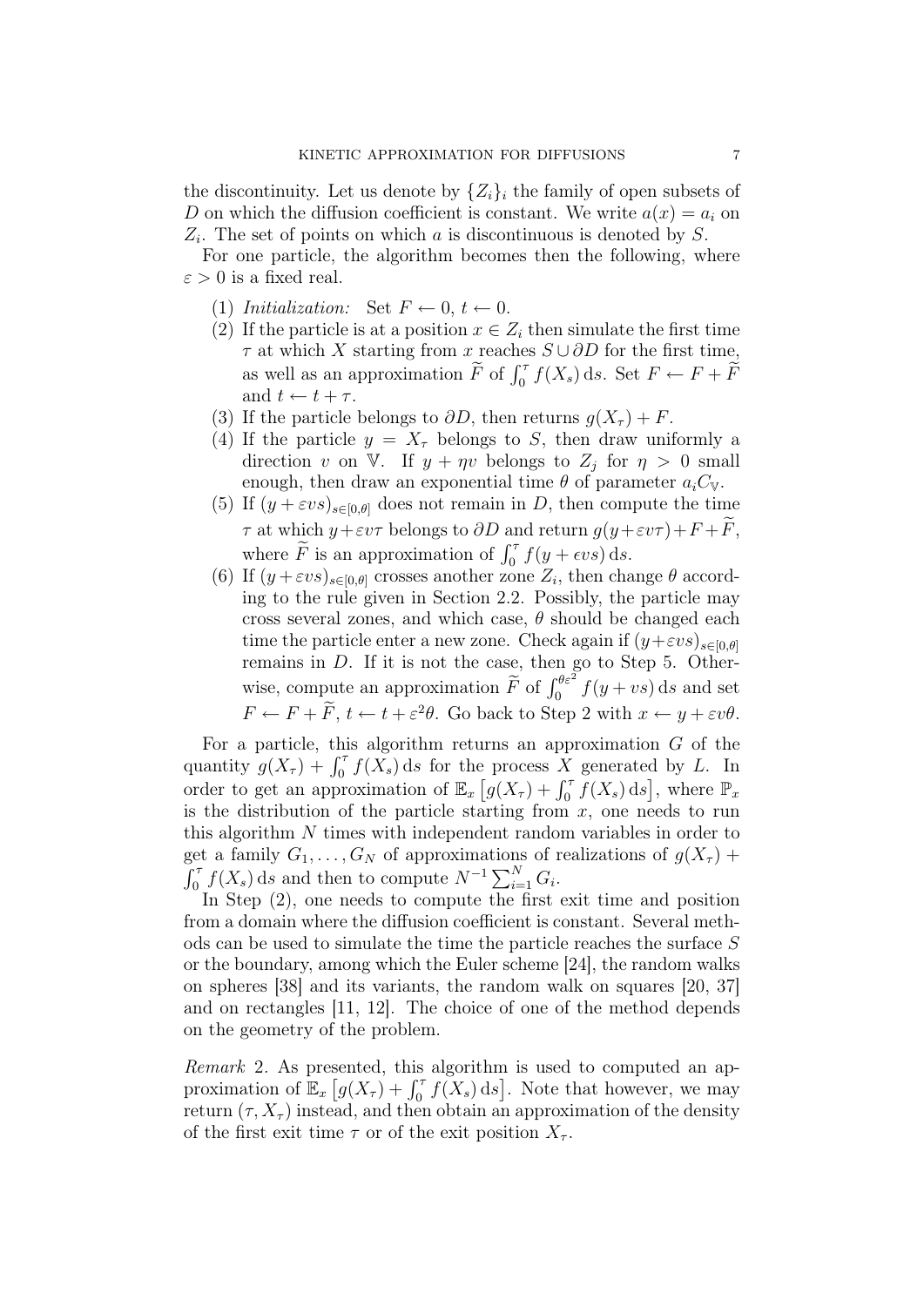the discontinuity. Let us denote by $\{Z_i\}_i$ the family of open subsets of $D$ on which the diffusion coefficient is constant. We write $a(x) = a_i$ on $Z_i$. The set of points on which $a$ is discontinuous is denoted by $S$.

For one particle, the algorithm becomes then the following, where $\varepsilon > 0$ is a fixed real.

1. *Initialization:* Set $F \leftarrow 0$, $t \leftarrow 0$.
2. If the particle is at a position $x \in Z_i$ then simulate the first time $\tau$ at which $X$ starting from $x$ reaches $S \cup \partial D$ for the first time, as well as an approximation $\widetilde{F}$ of $\int_0^\tau f(X_s)\,\mathrm{d}s$. Set $F \leftarrow F + \widetilde{F}$ and $t \leftarrow t + \tau$.
3. If the particle belongs to $\partial D$, then returns $g(X_\tau) + F$.
4. If the particle $y = X_\tau$ belongs to $S$, then draw uniformly a direction $v$ on $\mathbb{V}$. If $y + \eta v$ belongs to $Z_j$ for $\eta > 0$ small enough, then draw an exponential time $\theta$ of parameter $a_i C_{\mathbb{V}}$.
5. If $(y + \varepsilon v s)_{s \in [0,\theta]}$ does not remain in $D$, then compute the time $\tau$ at which $y + \varepsilon v \tau$ belongs to $\partial D$ and return $g(y + \varepsilon v \tau) + F + \widetilde{F}$, where $\widetilde{F}$ is an approximation of $\int_0^\tau f(y + \epsilon v s)\,\mathrm{d}s$.
6. If $(y + \varepsilon v s)_{s \in [0,\theta]}$ crosses another zone $Z_i$, then change $\theta$ according to the rule given in Section 2.2. Possibly, the particle may cross several zones, and which case, $\theta$ should be changed each time the particle enter a new zone. Check again if $(y + \varepsilon v s)_{s \in [0,\theta]}$ remains in $D$. If it is not the case, then go to Step 5. Otherwise, compute an approximation $\widetilde{F}$ of $\int_0^{\theta\varepsilon^2} f(y + vs)\,\mathrm{d}s$ and set $F \leftarrow F + \widetilde{F}$, $t \leftarrow t + \varepsilon^2\theta$. Go back to Step 2 with $x \leftarrow y + \varepsilon v \theta$.

For a particle, this algorithm returns an approximation $G$ of the quantity $g(X_\tau) + \int_0^\tau f(X_s)\,\mathrm{d}s$ for the process $X$ generated by $L$. In order to get an approximation of $\mathbb{E}_x\left[g(X_\tau) + \int_0^\tau f(X_s)\,\mathrm{d}s\right]$, where $\mathbb{P}_x$ is the distribution of the particle starting from $x$, one needs to run this algorithm $N$ times with independent random variables in order to get a family $G_1, \dots, G_N$ of approximations of realizations of $g(X_\tau) + \int_0^\tau f(X_s)\,\mathrm{d}s$ and then to compute $N^{-1}\sum_{i=1}^N G_i$.

In Step (2), one needs to compute the first exit time and position from a domain where the diffusion coefficient is constant. Several methods can be used to simulate the time the particle reaches the surface $S$ or the boundary, among which the Euler scheme [24], the random walks on spheres [38] and its variants, the random walk on squares [20, 37] and on rectangles [11, 12]. The choice of one of the method depends on the geometry of the problem.

*Remark* 2. As presented, this algorithm is used to computed an approximation of $\mathbb{E}_x\left[g(X_\tau) + \int_0^\tau f(X_s)\,\mathrm{d}s\right]$. Note that however, we may return $(\tau, X_\tau)$ instead, and then obtain an approximation of the density of the first exit time $\tau$ or of the exit position $X_\tau$.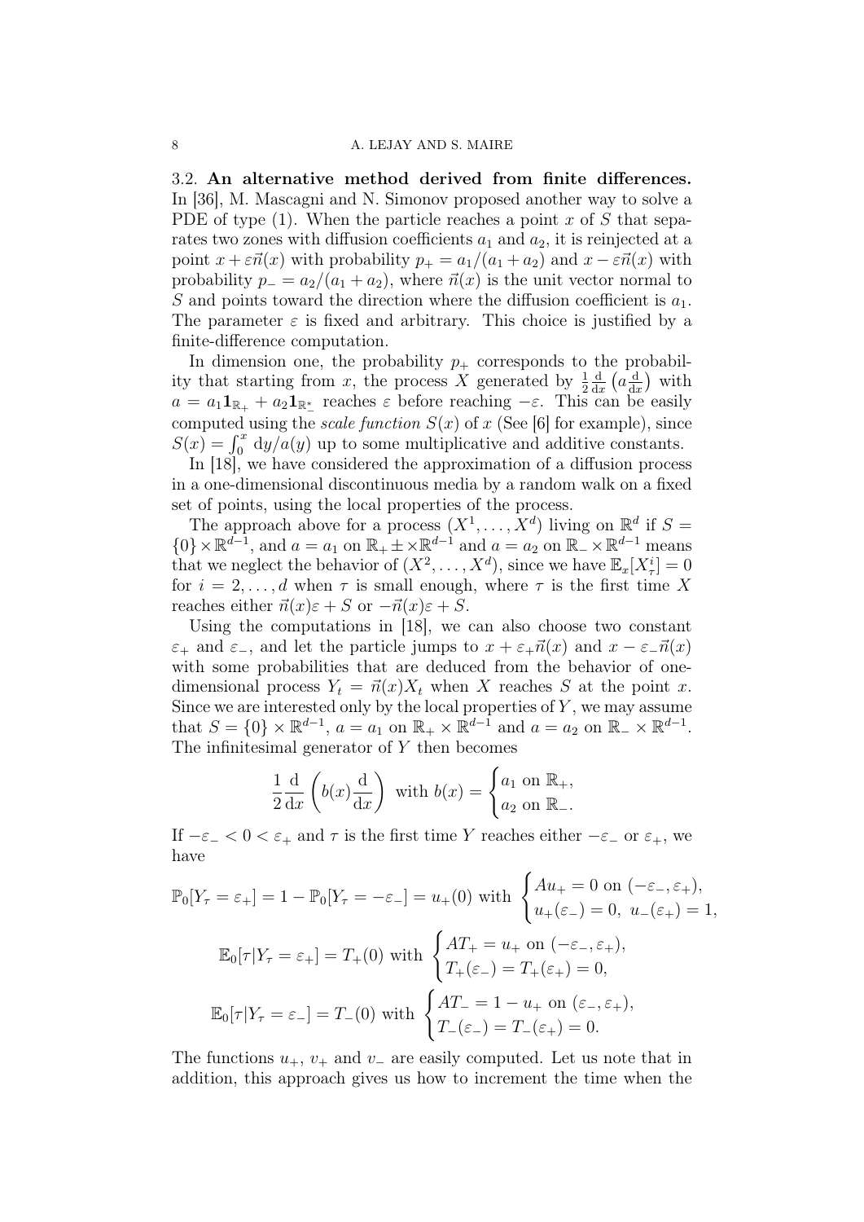3.2. **An alternative method derived from finite differences.** In [36], M. Mascagni and N. Simonov proposed another way to solve a PDE of type (1). When the particle reaches a point $x$ of $S$ that separates two zones with diffusion coefficients $a_1$ and $a_2$, it is reinjected at a point $x+\varepsilon\vec{n}(x)$ with probability $p_+ = a_1/(a_1+a_2)$ and $x-\varepsilon\vec{n}(x)$ with probability $p_- = a_2/(a_1+a_2)$, where $\vec{n}(x)$ is the unit vector normal to $S$ and points toward the direction where the diffusion coefficient is $a_1$. The parameter $\varepsilon$ is fixed and arbitrary. This choice is justified by a finite-difference computation.

In dimension one, the probability $p_+$ corresponds to the probability that starting from $x$, the process $X$ generated by $\frac{1}{2}\frac{\mathrm{d}}{\mathrm{d}x}\left(a\frac{\mathrm{d}}{\mathrm{d}x}\right)$ with $a = a_1\mathbf{1}_{\mathbb{R}_+} + a_2\mathbf{1}_{\mathbb{R}_-^*}$ reaches $\varepsilon$ before reaching $-\varepsilon$. This can be easily computed using the *scale function* $S(x)$ of $x$ (See [6] for example), since $S(x) = \int_0^x \mathrm{d}y/a(y)$ up to some multiplicative and additive constants.

In [18], we have considered the approximation of a diffusion process in a one-dimensional discontinuous media by a random walk on a fixed set of points, using the local properties of the process.

The approach above for a process $(X^1,\dots,X^d)$ living on $\mathbb{R}^d$ if $S = \{0\}\times\mathbb{R}^{d-1}$, and $a = a_1$ on $\mathbb{R}_+ \pm \times\mathbb{R}^{d-1}$ and $a = a_2$ on $\mathbb{R}_-\times\mathbb{R}^{d-1}$ means that we neglect the behavior of $(X^2,\dots,X^d)$, since we have $\mathbb{E}_x[X^i_\tau] = 0$ for $i = 2,\dots,d$ when $\tau$ is small enough, where $\tau$ is the first time $X$ reaches either $\vec{n}(x)\varepsilon + S$ or $-\vec{n}(x)\varepsilon + S$.

Using the computations in [18], we can also choose two constant $\varepsilon_+$ and $\varepsilon_-$, and let the particle jumps to $x+\varepsilon_+\vec{n}(x)$ and $x-\varepsilon_-\vec{n}(x)$ with some probabilities that are deduced from the behavior of one-dimensional process $Y_t = \vec{n}(x)X_t$ when $X$ reaches $S$ at the point $x$. Since we are interested only by the local properties of $Y$, we may assume that $S = \{0\}\times\mathbb{R}^{d-1}$, $a = a_1$ on $\mathbb{R}_+\times\mathbb{R}^{d-1}$ and $a = a_2$ on $\mathbb{R}_-\times\mathbb{R}^{d-1}$. The infinitesimal generator of $Y$ then becomes

$$\frac{1}{2}\frac{\mathrm{d}}{\mathrm{d}x}\left(b(x)\frac{\mathrm{d}}{\mathrm{d}x}\right) \text{ with } b(x) = \begin{cases} a_1 \text{ on } \mathbb{R}_+,\\ a_2 \text{ on } \mathbb{R}_-.\end{cases}$$

If $-\varepsilon_- < 0 < \varepsilon_+$ and $\tau$ is the first time $Y$ reaches either $-\varepsilon_-$ or $\varepsilon_+$, we have

$$\mathbb{P}_0[Y_\tau = \varepsilon_+] = 1 - \mathbb{P}_0[Y_\tau = -\varepsilon_-] = u_+(0) \text{ with } \begin{cases} Au_+ = 0 \text{ on } (-\varepsilon_-,\varepsilon_+),\\ u_+(\varepsilon_-) = 0,\ u_-(\varepsilon_+) = 1,\end{cases}$$

$$\mathbb{E}_0[\tau | Y_\tau = \varepsilon_+] = T_+(0) \text{ with } \begin{cases} AT_+ = u_+ \text{ on } (-\varepsilon_-,\varepsilon_+),\\ T_+(\varepsilon_-) = T_+(\varepsilon_+) = 0,\end{cases}$$

$$\mathbb{E}_0[\tau | Y_\tau = \varepsilon_-] = T_-(0) \text{ with } \begin{cases} AT_- = 1 - u_+ \text{ on } (\varepsilon_-,\varepsilon_+),\\ T_-(\varepsilon_-) = T_-(\varepsilon_+) = 0.\end{cases}$$

The functions $u_+$, $v_+$ and $v_-$ are easily computed. Let us note that in addition, this approach gives us how to increment the time when the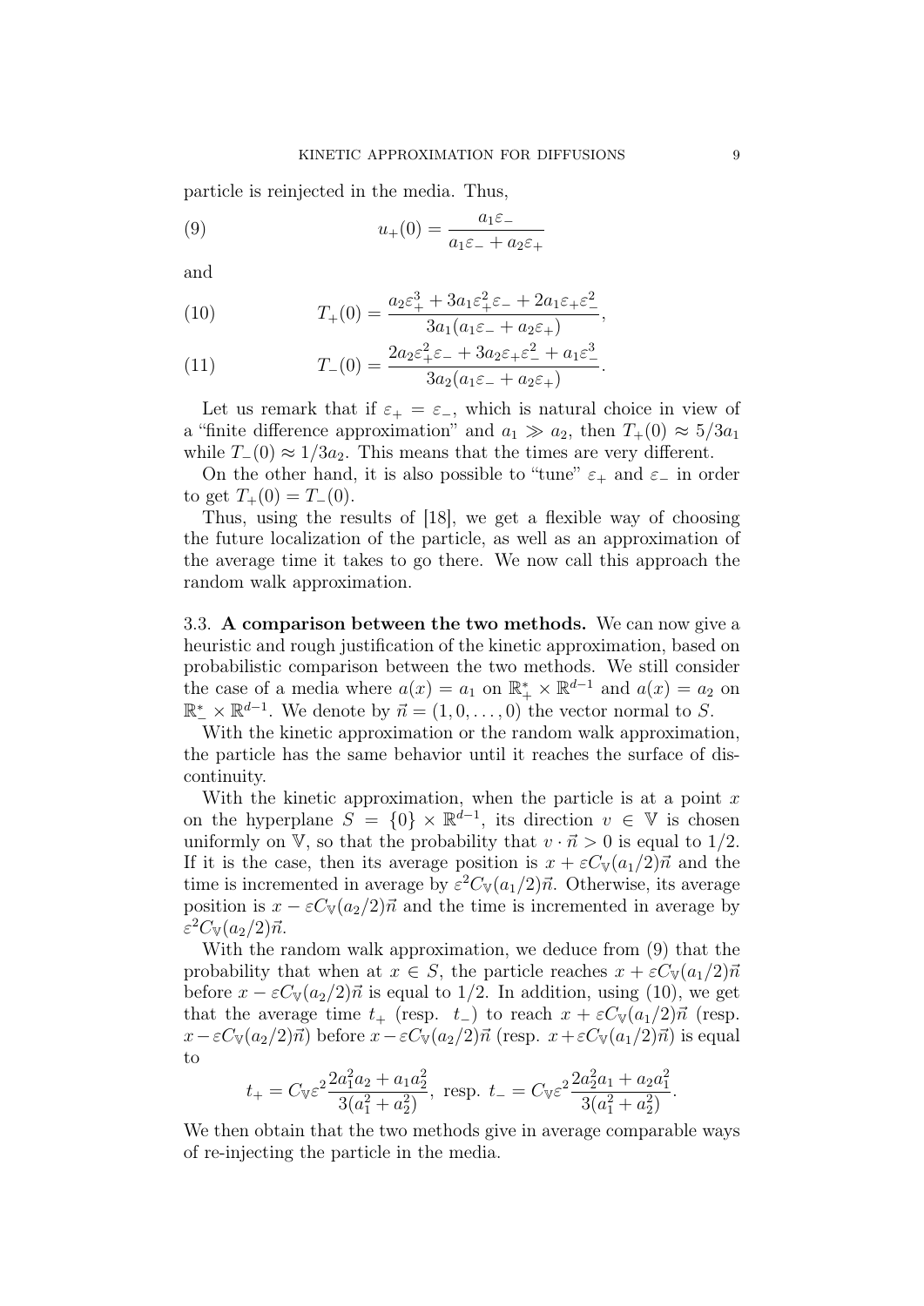particle is reinjected in the media. Thus,

$$u_+(0) = \frac{a_1\varepsilon_-}{a_1\varepsilon_- + a_2\varepsilon_+} \tag{9}$$

and

$$T_+(0) = \frac{a_2\varepsilon_+^3 + 3a_1\varepsilon_+^2\varepsilon_- + 2a_1\varepsilon_+\varepsilon_-^2}{3a_1(a_1\varepsilon_- + a_2\varepsilon_+)}, \tag{10}$$

$$T_-(0) = \frac{2a_2\varepsilon_+^2\varepsilon_- + 3a_2\varepsilon_+\varepsilon_-^2 + a_1\varepsilon_-^3}{3a_2(a_1\varepsilon_- + a_2\varepsilon_+)}. \tag{11}$$

Let us remark that if $\varepsilon_+ = \varepsilon_-$, which is natural choice in view of a "finite difference approximation" and $a_1 \gg a_2$, then $T_+(0) \approx 5/3a_1$ while $T_-(0) \approx 1/3a_2$. This means that the times are very different.

On the other hand, it is also possible to "tune" $\varepsilon_+$ and $\varepsilon_-$ in order to get $T_+(0) = T_-(0)$.

Thus, using the results of [18], we get a flexible way of choosing the future localization of the particle, as well as an approximation of the average time it takes to go there. We now call this approach the random walk approximation.

## 3.3. **A comparison between the two methods.**

We can now give a heuristic and rough justification of the kinetic approximation, based on probabilistic comparison between the two methods. We still consider the case of a media where $a(x) = a_1$ on $\mathbb{R}_+^* \times \mathbb{R}^{d-1}$ and $a(x) = a_2$ on $\mathbb{R}_-^* \times \mathbb{R}^{d-1}$. We denote by $\vec{n} = (1, 0, \ldots, 0)$ the vector normal to $S$.

With the kinetic approximation or the random walk approximation, the particle has the same behavior until it reaches the surface of discontinuity.

With the kinetic approximation, when the particle is at a point $x$ on the hyperplane $S = \{0\} \times \mathbb{R}^{d-1}$, its direction $v \in \mathbb{V}$ is chosen uniformly on $\mathbb{V}$, so that the probability that $v \cdot \vec{n} > 0$ is equal to $1/2$. If it is the case, then its average position is $x + \varepsilon C_{\mathbb{V}}(a_1/2)\vec{n}$ and the time is incremented in average by $\varepsilon^2 C_{\mathbb{V}}(a_1/2)\vec{n}$. Otherwise, its average position is $x - \varepsilon C_{\mathbb{V}}(a_2/2)\vec{n}$ and the time is incremented in average by $\varepsilon^2 C_{\mathbb{V}}(a_2/2)\vec{n}$.

With the random walk approximation, we deduce from (9) that the probability that when at $x \in S$, the particle reaches $x + \varepsilon C_{\mathbb{V}}(a_1/2)\vec{n}$ before $x - \varepsilon C_{\mathbb{V}}(a_2/2)\vec{n}$ is equal to $1/2$. In addition, using (10), we get that the average time $t_+$ (resp. $t_-$) to reach $x + \varepsilon C_{\mathbb{V}}(a_1/2)\vec{n}$ (resp. $x - \varepsilon C_{\mathbb{V}}(a_2/2)\vec{n}$) before $x - \varepsilon C_{\mathbb{V}}(a_2/2)\vec{n}$ (resp. $x + \varepsilon C_{\mathbb{V}}(a_1/2)\vec{n}$) is equal to

$$t_+ = C_{\mathbb{V}}\varepsilon^2 \frac{2a_1^2 a_2 + a_1 a_2^2}{3(a_1^2 + a_2^2)}, \text{ resp. } t_- = C_{\mathbb{V}}\varepsilon^2 \frac{2a_2^2 a_1 + a_2 a_1^2}{3(a_1^2 + a_2^2)}.$$

We then obtain that the two methods give in average comparable ways of re-injecting the particle in the media.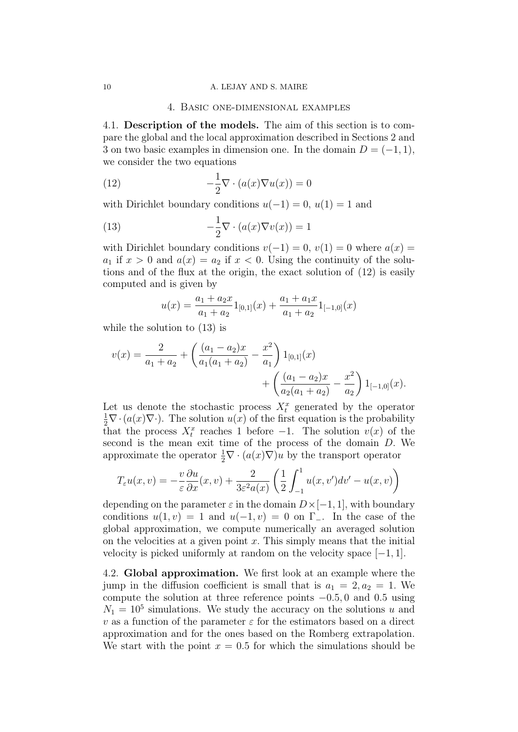## 4. Basic one-dimensional examples

### 4.1. Description of the models.

**4.1. Description of the models.** The aim of this section is to compare the global and the local approximation described in Sections 2 and 3 on two basic examples in dimension one. In the domain $D = (-1, 1)$, we consider the two equations

$$-\frac{1}{2}\nabla \cdot (a(x)\nabla u(x)) = 0 \tag{12}$$

with Dirichlet boundary conditions $u(-1) = 0$, $u(1) = 1$ and

$$-\frac{1}{2}\nabla \cdot (a(x)\nabla v(x)) = 1 \tag{13}$$

with Dirichlet boundary conditions $v(-1) = 0$, $v(1) = 0$ where $a(x) = a_1$ if $x > 0$ and $a(x) = a_2$ if $x < 0$. Using the continuity of the solutions and of the flux at the origin, the exact solution of (12) is easily computed and is given by

$$u(x) = \frac{a_1 + a_2 x}{a_1 + a_2} 1_{[0,1]}(x) + \frac{a_1 + a_1 x}{a_1 + a_2} 1_{[-1,0]}(x)$$

while the solution to (13) is

$$v(x) = \frac{2}{a_1 + a_2} + \left( \frac{(a_1 - a_2)x}{a_1(a_1 + a_2)} - \frac{x^2}{a_1} \right) 1_{[0,1]}(x) + \left( \frac{(a_1 - a_2)x}{a_2(a_1 + a_2)} - \frac{x^2}{a_2} \right) 1_{[-1,0]}(x).$$

Let us denote the stochastic process $X_t^x$ generated by the operator $\frac{1}{2}\nabla \cdot (a(x)\nabla \cdot)$. The solution $u(x)$ of the first equation is the probability that the process $X_t^x$ reaches 1 before $-1$. The solution $v(x)$ of the second is the mean exit time of the process of the domain $D$. We approximate the operator $\frac{1}{2}\nabla \cdot (a(x)\nabla)u$ by the transport operator

$$T_\varepsilon u(x, v) = -\frac{v}{\varepsilon}\frac{\partial u}{\partial x}(x, v) + \frac{2}{3\varepsilon^2 a(x)} \left( \frac{1}{2}\int_{-1}^{1} u(x, v')dv' - u(x, v) \right)$$

depending on the parameter $\varepsilon$ in the domain $D \times [-1, 1]$, with boundary conditions $u(1, v) = 1$ and $u(-1, v) = 0$ on $\Gamma_-$. In the case of the global approximation, we compute numerically an averaged solution on the velocities at a given point $x$. This simply means that the initial velocity is picked uniformly at random on the velocity space $[-1, 1]$.

**4.2. Global approximation.** We first look at an example where the jump in the diffusion coefficient is small that is $a_1 = 2, a_2 = 1$. We compute the solution at three reference points $-0.5, 0$ and $0.5$ using $N_1 = 10^5$ simulations. We study the accuracy on the solutions $u$ and $v$ as a function of the parameter $\varepsilon$ for the estimators based on a direct approximation and for the ones based on the Romberg extrapolation. We start with the point $x = 0.5$ for which the simulations should be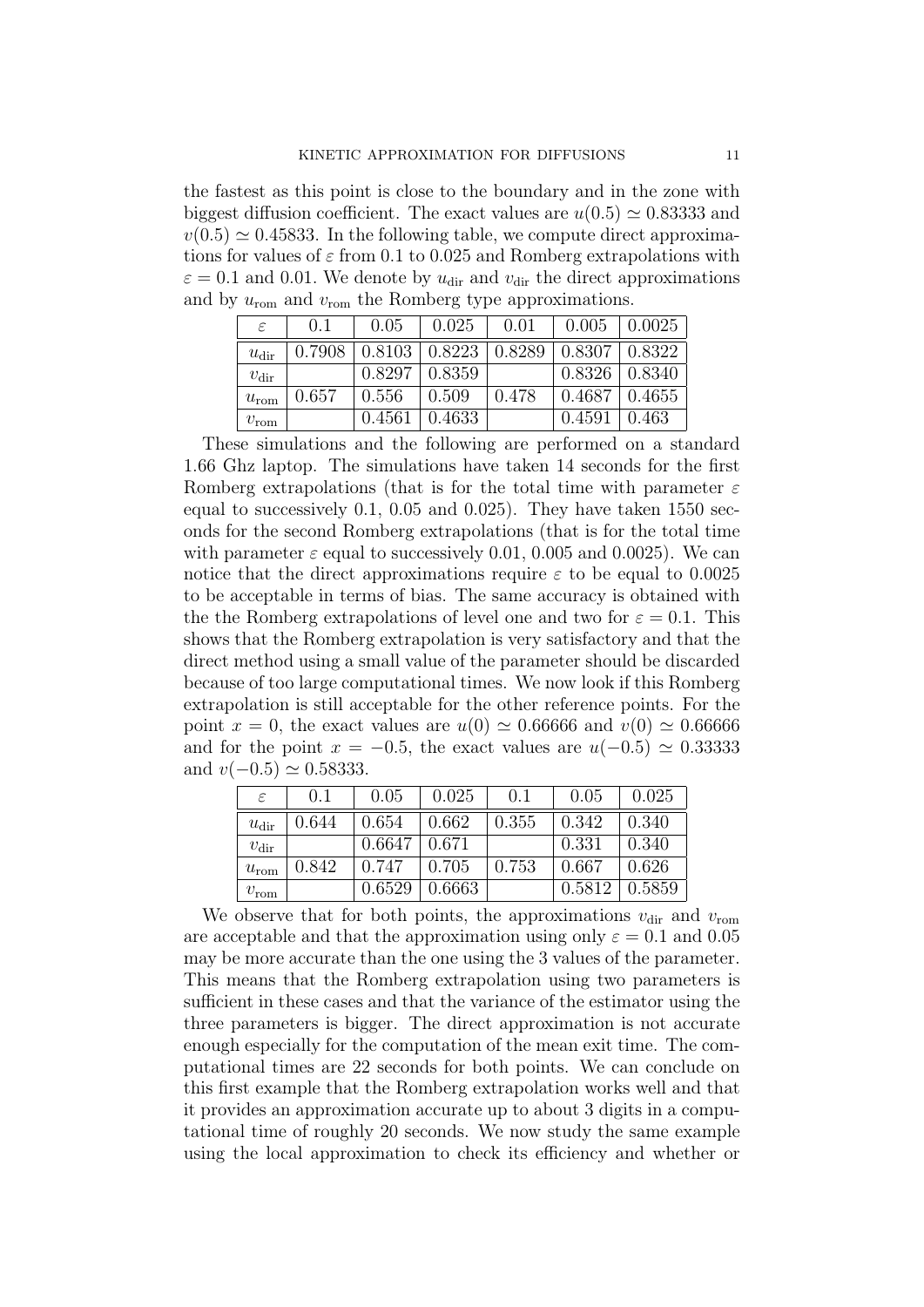the fastest as this point is close to the boundary and in the zone with biggest diffusion coefficient. The exact values are $u(0.5) \simeq 0.83333$ and $v(0.5) \simeq 0.45833$. In the following table, we compute direct approximations for values of $\varepsilon$ from 0.1 to 0.025 and Romberg extrapolations with $\varepsilon = 0.1$ and 0.01. We denote by $u_{\text{dir}}$ and $v_{\text{dir}}$ the direct approximations and by $u_{\text{rom}}$ and $v_{\text{rom}}$ the Romberg type approximations.

| $\varepsilon$ | 0.1 | 0.05 | 0.025 | 0.01 | 0.005 | 0.0025 |
|---|---|---|---|---|---|---|
| $u_{\text{dir}}$ | 0.7908 | 0.8103 | 0.8223 | 0.8289 | 0.8307 | 0.8322 |
| $v_{\text{dir}}$ | | 0.8297 | 0.8359 | | 0.8326 | 0.8340 |
| $u_{\text{rom}}$ | 0.657 | 0.556 | 0.509 | 0.478 | 0.4687 | 0.4655 |
| $v_{\text{rom}}$ | | 0.4561 | 0.4633 | | 0.4591 | 0.463 |

These simulations and the following are performed on a standard 1.66 Ghz laptop. The simulations have taken 14 seconds for the first Romberg extrapolations (that is for the total time with parameter $\varepsilon$ equal to successively 0.1, 0.05 and 0.025). They have taken 1550 seconds for the second Romberg extrapolations (that is for the total time with parameter $\varepsilon$ equal to successively 0.01, 0.005 and 0.0025). We can notice that the direct approximations require $\varepsilon$ to be equal to 0.0025 to be acceptable in terms of bias. The same accuracy is obtained with the the Romberg extrapolations of level one and two for $\varepsilon = 0.1$. This shows that the Romberg extrapolation is very satisfactory and that the direct method using a small value of the parameter should be discarded because of too large computational times. We now look if this Romberg extrapolation is still acceptable for the other reference points. For the point $x = 0$, the exact values are $u(0) \simeq 0.66666$ and $v(0) \simeq 0.66666$ and for the point $x = -0.5$, the exact values are $u(-0.5) \simeq 0.33333$ and $v(-0.5) \simeq 0.58333$.

| $\varepsilon$ | 0.1 | 0.05 | 0.025 | 0.1 | 0.05 | 0.025 |
|---|---|---|---|---|---|---|
| $u_{\text{dir}}$ | 0.644 | 0.654 | 0.662 | 0.355 | 0.342 | 0.340 |
| $v_{\text{dir}}$ | | 0.6647 | 0.671 | | 0.331 | 0.340 |
| $u_{\text{rom}}$ | 0.842 | 0.747 | 0.705 | 0.753 | 0.667 | 0.626 |
| $v_{\text{rom}}$ | | 0.6529 | 0.6663 | | 0.5812 | 0.5859 |

We observe that for both points, the approximations $v_{\text{dir}}$ and $v_{\text{rom}}$ are acceptable and that the approximation using only $\varepsilon = 0.1$ and 0.05 may be more accurate than the one using the 3 values of the parameter. This means that the Romberg extrapolation using two parameters is sufficient in these cases and that the variance of the estimator using the three parameters is bigger. The direct approximation is not accurate enough especially for the computation of the mean exit time. The computational times are 22 seconds for both points. We can conclude on this first example that the Romberg extrapolation works well and that it provides an approximation accurate up to about 3 digits in a computational time of roughly 20 seconds. We now study the same example using the local approximation to check its efficiency and whether or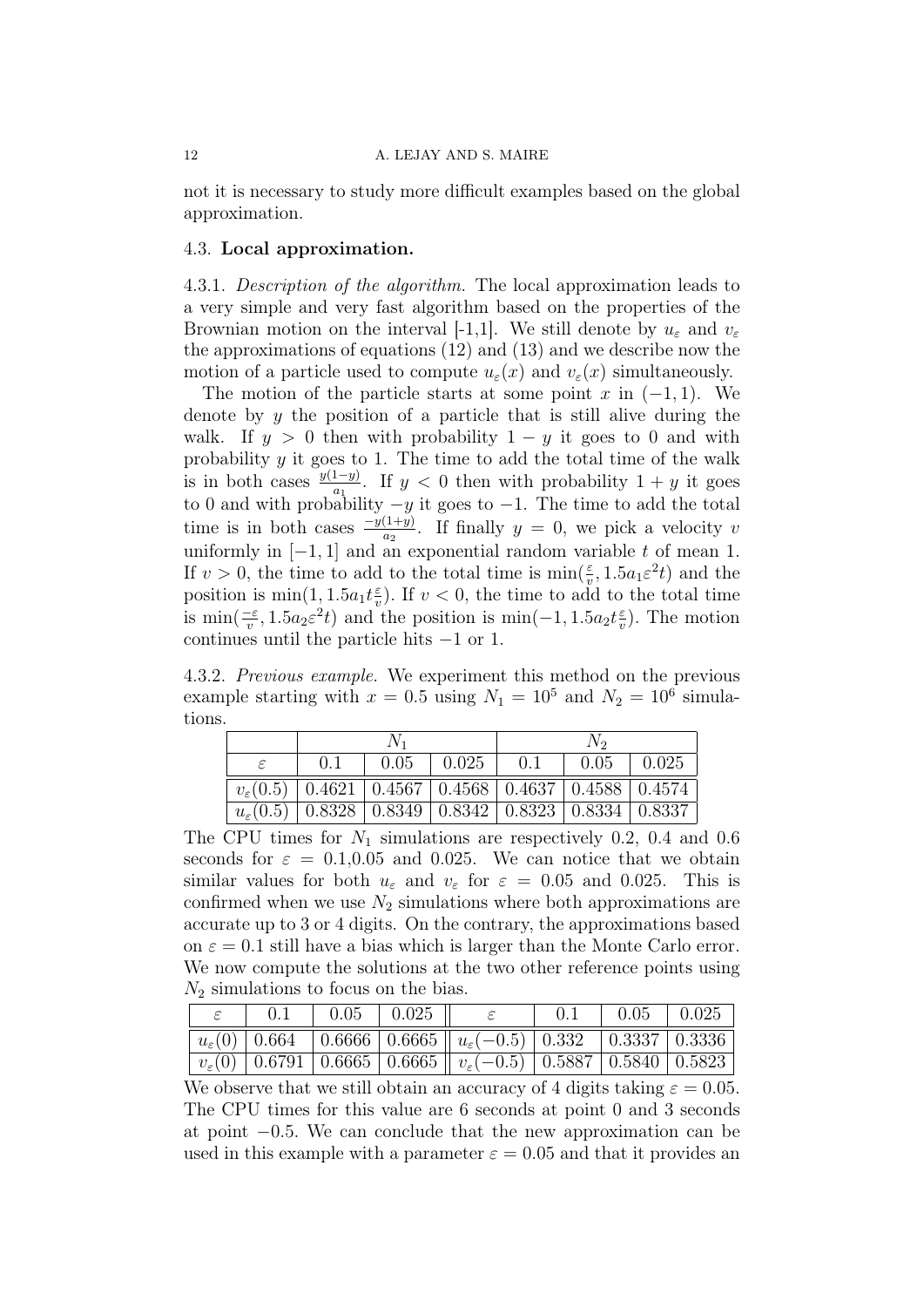not it is necessary to study more difficult examples based on the global approximation.

### 4.3. Local approximation.

4.3.1. *Description of the algorithm.* The local approximation leads to a very simple and very fast algorithm based on the properties of the Brownian motion on the interval [-1,1]. We still denote by $u_\varepsilon$ and $v_\varepsilon$ the approximations of equations (12) and (13) and we describe now the motion of a particle used to compute $u_\varepsilon(x)$ and $v_\varepsilon(x)$ simultaneously.

The motion of the particle starts at some point $x$ in $(-1,1)$. We denote by $y$ the position of a particle that is still alive during the walk. If $y > 0$ then with probability $1-y$ it goes to 0 and with probability $y$ it goes to 1. The time to add the total time of the walk is in both cases $\frac{y(1-y)}{a_1}$. If $y < 0$ then with probability $1+y$ it goes to 0 and with probability $-y$ it goes to $-1$. The time to add the total time is in both cases $\frac{-y(1+y)}{a_2}$. If finally $y = 0$, we pick a velocity $v$ uniformly in $[-1,1]$ and an exponential random variable $t$ of mean 1. If $v > 0$, the time to add to the total time is $\min(\frac{\varepsilon}{v}, 1.5a_1\varepsilon^2 t)$ and the position is $\min(1, 1.5a_1 t\frac{\varepsilon}{v})$. If $v < 0$, the time to add to the total time is $\min(\frac{-\varepsilon}{v}, 1.5a_2\varepsilon^2 t)$ and the position is $\min(-1, 1.5a_2 t\frac{\varepsilon}{v})$. The motion continues until the particle hits $-1$ or 1.

4.3.2. *Previous example.* We experiment this method on the previous example starting with $x = 0.5$ using $N_1 = 10^5$ and $N_2 = 10^6$ simulations.

| | $N_1$ | | | $N_2$ | | |
|---|---|---|---|---|---|---|
| $\varepsilon$ | 0.1 | 0.05 | 0.025 | 0.1 | 0.05 | 0.025 |
| $v_\varepsilon(0.5)$ | 0.4621 | 0.4567 | 0.4568 | 0.4637 | 0.4588 | 0.4574 |
| $u_\varepsilon(0.5)$ | 0.8328 | 0.8349 | 0.8342 | 0.8323 | 0.8334 | 0.8337 |

The CPU times for $N_1$ simulations are respectively 0.2, 0.4 and 0.6 seconds for $\varepsilon = 0.1$,0.05 and 0.025. We can notice that we obtain similar values for both $u_\varepsilon$ and $v_\varepsilon$ for $\varepsilon = 0.05$ and 0.025. This is confirmed when we use $N_2$ simulations where both approximations are accurate up to 3 or 4 digits. On the contrary, the approximations based on $\varepsilon = 0.1$ still have a bias which is larger than the Monte Carlo error. We now compute the solutions at the two other reference points using $N_2$ simulations to focus on the bias.

| $\varepsilon$ | 0.1 | 0.05 | 0.025 | $\varepsilon$ | 0.1 | 0.05 | 0.025 |
|---|---|---|---|---|---|---|---|
| $u_\varepsilon(0)$ | 0.664 | 0.6666 | 0.6665 | $u_\varepsilon(-0.5)$ | 0.332 | 0.3337 | 0.3336 |
| $v_\varepsilon(0)$ | 0.6791 | 0.6665 | 0.6665 | $v_\varepsilon(-0.5)$ | 0.5887 | 0.5840 | 0.5823 |

We observe that we still obtain an accuracy of 4 digits taking $\varepsilon = 0.05$. The CPU times for this value are 6 seconds at point 0 and 3 seconds at point $-0.5$. We can conclude that the new approximation can be used in this example with a parameter $\varepsilon = 0.05$ and that it provides an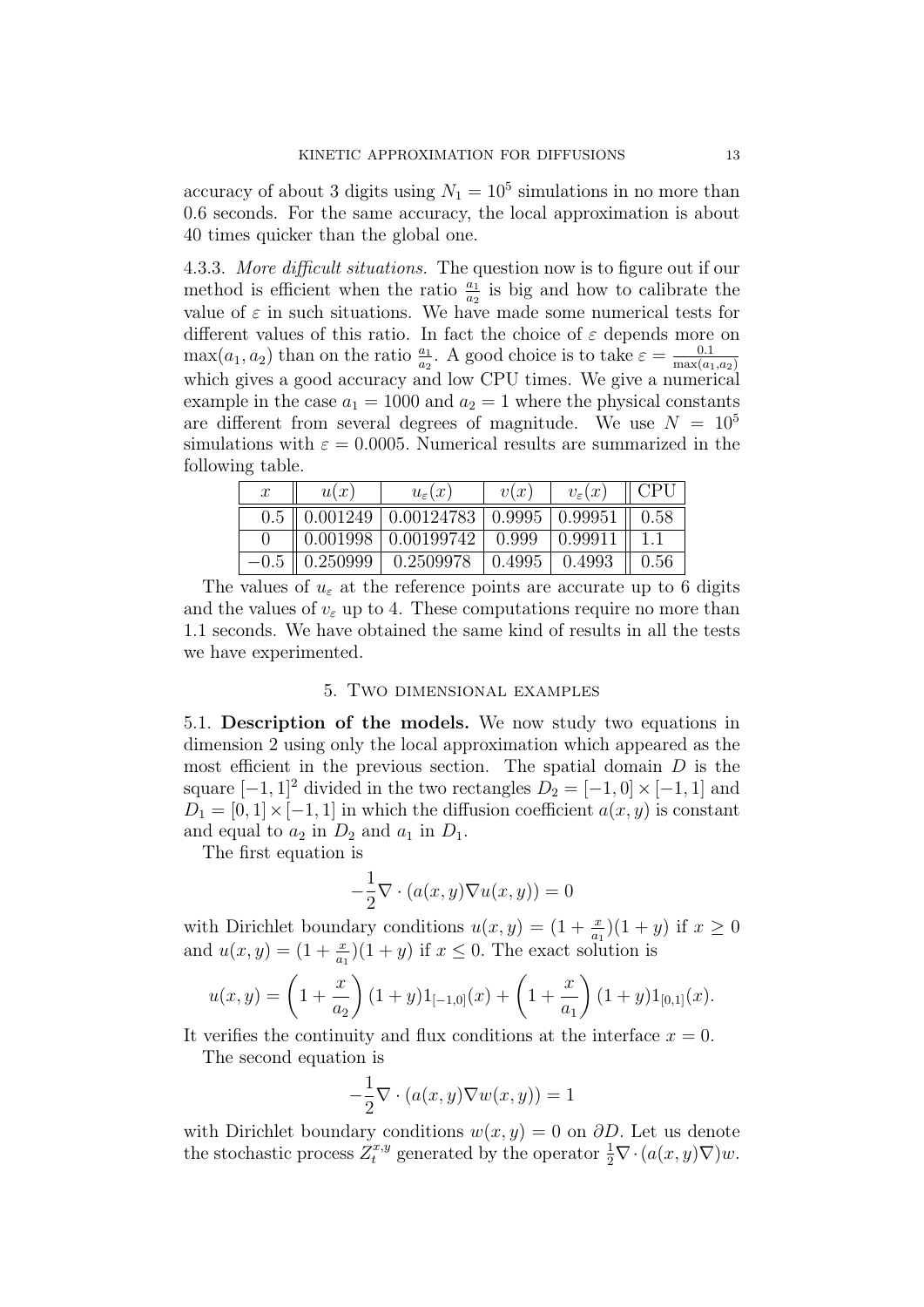accuracy of about 3 digits using $N_1 = 10^5$ simulations in no more than 0.6 seconds. For the same accuracy, the local approximation is about 40 times quicker than the global one.

4.3.3. *More difficult situations.* The question now is to figure out if our method is efficient when the ratio $\frac{a_1}{a_2}$ is big and how to calibrate the value of $\varepsilon$ in such situations. We have made some numerical tests for different values of this ratio. In fact the choice of $\varepsilon$ depends more on $\max(a_1, a_2)$ than on the ratio $\frac{a_1}{a_2}$. A good choice is to take $\varepsilon = \frac{0.1}{\max(a_1,a_2)}$ which gives a good accuracy and low CPU times. We give a numerical example in the case $a_1 = 1000$ and $a_2 = 1$ where the physical constants are different from several degrees of magnitude. We use $N = 10^5$ simulations with $\varepsilon = 0.0005$. Numerical results are summarized in the following table.

| $x$ | $u(x)$ | $u_\varepsilon(x)$ | $v(x)$ | $v_\varepsilon(x)$ | CPU |
|---|---|---|---|---|---|
| 0.5 | 0.001249 | 0.00124783 | 0.9995 | 0.99951 | 0.58 |
| 0 | 0.001998 | 0.00199742 | 0.999 | 0.99911 | 1.1 |
| −0.5 | 0.250999 | 0.2509978 | 0.4995 | 0.4993 | 0.56 |

The values of $u_\varepsilon$ at the reference points are accurate up to 6 digits and the values of $v_\varepsilon$ up to 4. These computations require no more than 1.1 seconds. We have obtained the same kind of results in all the tests we have experimented.

## 5. Two dimensional examples

5.1. **Description of the models.** We now study two equations in dimension 2 using only the local approximation which appeared as the most efficient in the previous section. The spatial domain $D$ is the square $[-1, 1]^2$ divided in the two rectangles $D_2 = [-1, 0] \times [-1, 1]$ and $D_1 = [0, 1] \times [-1, 1]$ in which the diffusion coefficient $a(x, y)$ is constant and equal to $a_2$ in $D_2$ and $a_1$ in $D_1$.

The first equation is

$$-\frac{1}{2}\nabla \cdot (a(x, y)\nabla u(x, y)) = 0$$

with Dirichlet boundary conditions $u(x, y) = (1 + \frac{x}{a_1})(1 + y)$ if $x \geq 0$ and $u(x, y) = (1 + \frac{x}{a_1})(1 + y)$ if $x \leq 0$. The exact solution is

$$u(x, y) = \left(1 + \frac{x}{a_2}\right)(1 + y)1_{[-1,0]}(x) + \left(1 + \frac{x}{a_1}\right)(1 + y)1_{[0,1]}(x).$$

It verifies the continuity and flux conditions at the interface $x = 0$.

The second equation is

$$-\frac{1}{2}\nabla \cdot (a(x, y)\nabla w(x, y)) = 1$$

with Dirichlet boundary conditions $w(x, y) = 0$ on $\partial D$. Let us denote the stochastic process $Z_t^{x,y}$ generated by the operator $\frac{1}{2}\nabla \cdot (a(x, y)\nabla)w$.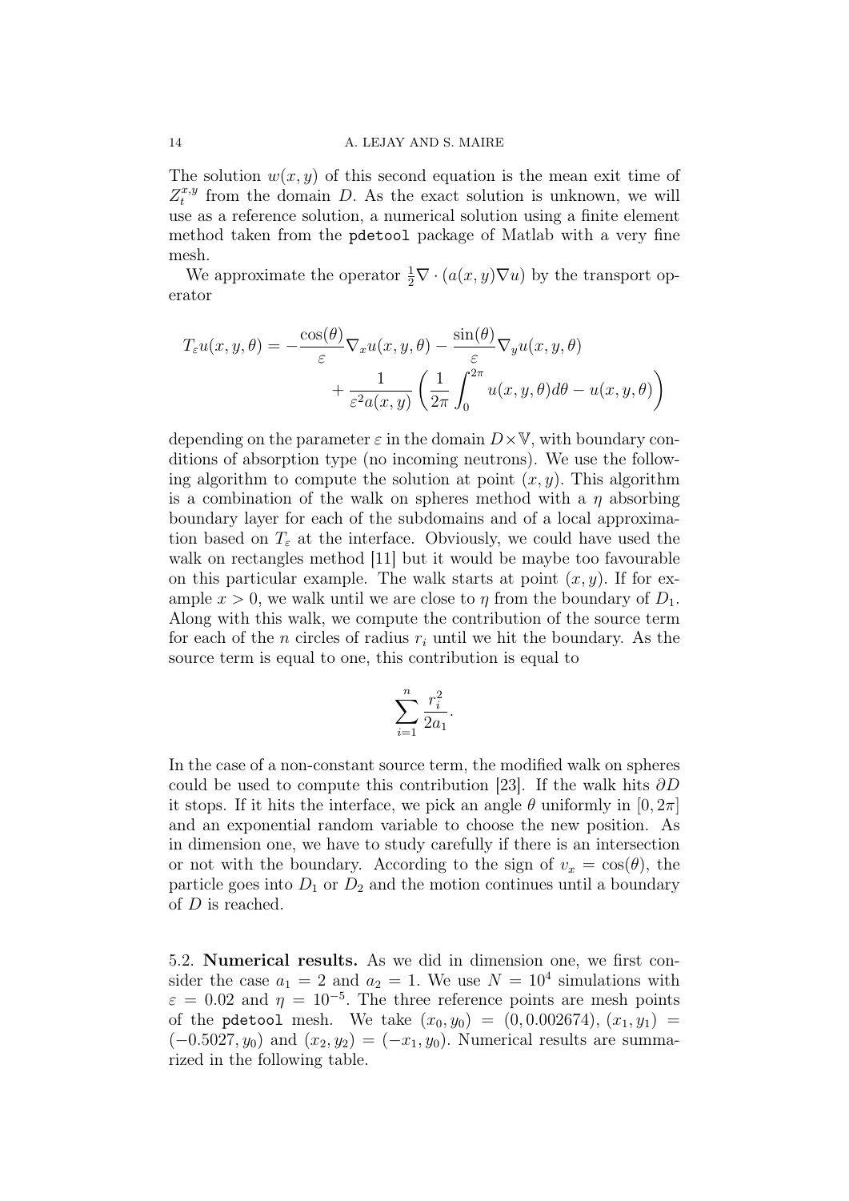The solution $w(x, y)$ of this second equation is the mean exit time of $Z_t^{x,y}$ from the domain $D$. As the exact solution is unknown, we will use as a reference solution, a numerical solution using a finite element method taken from the `pdetool` package of Matlab with a very fine mesh.

We approximate the operator $\frac{1}{2}\nabla \cdot (a(x, y)\nabla u)$ by the transport operator

$$
T_\varepsilon u(x, y, \theta) = -\frac{\cos(\theta)}{\varepsilon}\nabla_x u(x, y, \theta) - \frac{\sin(\theta)}{\varepsilon}\nabla_y u(x, y, \theta) + \frac{1}{\varepsilon^2 a(x, y)}\left(\frac{1}{2\pi}\int_0^{2\pi} u(x, y, \theta)d\theta - u(x, y, \theta)\right)
$$

depending on the parameter $\varepsilon$ in the domain $D\times\mathbb{V}$, with boundary conditions of absorption type (no incoming neutrons). We use the following algorithm to compute the solution at point $(x, y)$. This algorithm is a combination of the walk on spheres method with a $\eta$ absorbing boundary layer for each of the subdomains and of a local approximation based on $T_\varepsilon$ at the interface. Obviously, we could have used the walk on rectangles method [11] but it would be maybe too favourable on this particular example. The walk starts at point $(x, y)$. If for example $x > 0$, we walk until we are close to $\eta$ from the boundary of $D_1$. Along with this walk, we compute the contribution of the source term for each of the $n$ circles of radius $r_i$ until we hit the boundary. As the source term is equal to one, this contribution is equal to

$$
\sum_{i=1}^{n} \frac{r_i^2}{2a_1}.
$$

In the case of a non-constant source term, the modified walk on spheres could be used to compute this contribution [23]. If the walk hits $\partial D$ it stops. If it hits the interface, we pick an angle $\theta$ uniformly in $[0, 2\pi]$ and an exponential random variable to choose the new position. As in dimension one, we have to study carefully if there is an intersection or not with the boundary. According to the sign of $v_x = \cos(\theta)$, the particle goes into $D_1$ or $D_2$ and the motion continues until a boundary of $D$ is reached.

5.2. **Numerical results.** As we did in dimension one, we first consider the case $a_1 = 2$ and $a_2 = 1$. We use $N = 10^4$ simulations with $\varepsilon = 0.02$ and $\eta = 10^{-5}$. The three reference points are mesh points of the `pdetool` mesh. We take $(x_0, y_0) = (0, 0.002674)$, $(x_1, y_1) = (-0.5027, y_0)$ and $(x_2, y_2) = (-x_1, y_0)$. Numerical results are summarized in the following table.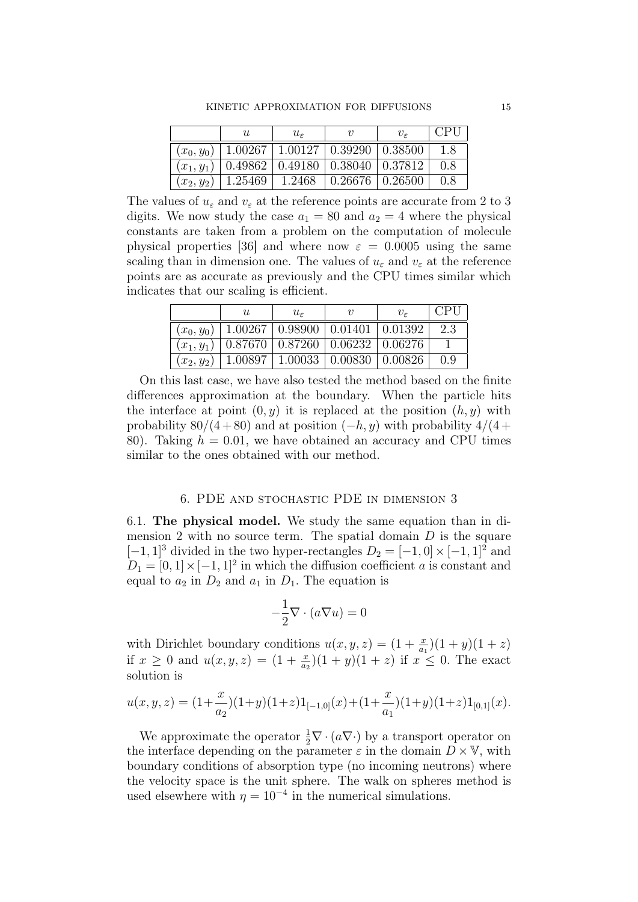|  | $u$ | $u_\varepsilon$ | $v$ | $v_\varepsilon$ | CPU |
|---|---|---|---|---|---|
| $(x_0, y_0)$ | 1.00267 | 1.00127 | 0.39290 | 0.38500 | 1.8 |
| $(x_1, y_1)$ | 0.49862 | 0.49180 | 0.38040 | 0.37812 | 0.8 |
| $(x_2, y_2)$ | 1.25469 | 1.2468 | 0.26676 | 0.26500 | 0.8 |

The values of $u_\varepsilon$ and $v_\varepsilon$ at the reference points are accurate from 2 to 3 digits. We now study the case $a_1 = 80$ and $a_2 = 4$ where the physical constants are taken from a problem on the computation of molecule physical properties [36] and where now $\varepsilon = 0.0005$ using the same scaling than in dimension one. The values of $u_\varepsilon$ and $v_\varepsilon$ at the reference points are as accurate as previously and the CPU times similar which indicates that our scaling is efficient.

|  | $u$ | $u_\varepsilon$ | $v$ | $v_\varepsilon$ | CPU |
|---|---|---|---|---|---|
| $(x_0, y_0)$ | 1.00267 | 0.98900 | 0.01401 | 0.01392 | 2.3 |
| $(x_1, y_1)$ | 0.87670 | 0.87260 | 0.06232 | 0.06276 | 1 |
| $(x_2, y_2)$ | 1.00897 | 1.00033 | 0.00830 | 0.00826 | 0.9 |

On this last case, we have also tested the method based on the finite differences approximation at the boundary. When the particle hits the interface at point $(0, y)$ it is replaced at the position $(h, y)$ with probability $80/(4+80)$ and at position $(-h, y)$ with probability $4/(4+80)$. Taking $h = 0.01$, we have obtained an accuracy and CPU times similar to the ones obtained with our method.

## 6. PDE and stochastic PDE in dimension 3

6.1. **The physical model.** We study the same equation than in dimension 2 with no source term. The spatial domain $D$ is the square $[-1, 1]^3$ divided in the two hyper-rectangles $D_2 = [-1, 0] \times [-1, 1]^2$ and $D_1 = [0, 1] \times [-1, 1]^2$ in which the diffusion coefficient $a$ is constant and equal to $a_2$ in $D_2$ and $a_1$ in $D_1$. The equation is

$$-\frac{1}{2}\nabla \cdot (a\nabla u) = 0$$

with Dirichlet boundary conditions $u(x, y, z) = (1 + \frac{x}{a_1})(1 + y)(1 + z)$ if $x \geq 0$ and $u(x, y, z) = (1 + \frac{x}{a_2})(1 + y)(1 + z)$ if $x \leq 0$. The exact solution is

$$u(x, y, z) = (1+\frac{x}{a_2})(1+y)(1+z)1_{[-1,0]}(x)+(1+\frac{x}{a_1})(1+y)(1+z)1_{[0,1]}(x).$$

We approximate the operator $\frac{1}{2}\nabla \cdot (a\nabla \cdot)$ by a transport operator on the interface depending on the parameter $\varepsilon$ in the domain $D \times \mathbb{V}$, with boundary conditions of absorption type (no incoming neutrons) where the velocity space is the unit sphere. The walk on spheres method is used elsewhere with $\eta = 10^{-4}$ in the numerical simulations.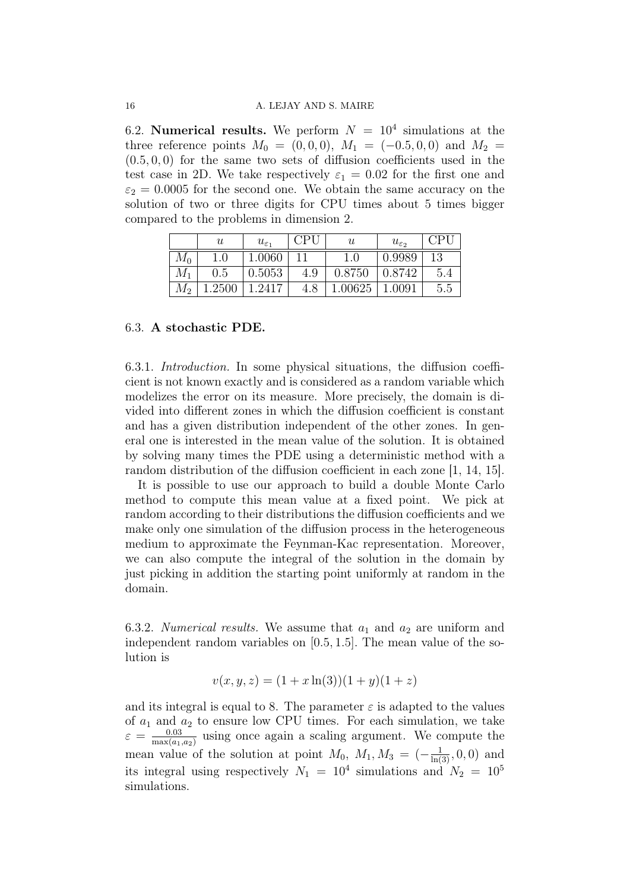6.2. **Numerical results.** We perform $N = 10^4$ simulations at the three reference points $M_0 = (0, 0, 0)$, $M_1 = (-0.5, 0, 0)$ and $M_2 = (0.5, 0, 0)$ for the same two sets of diffusion coefficients used in the test case in 2D. We take respectively $\varepsilon_1 = 0.02$ for the first one and $\varepsilon_2 = 0.0005$ for the second one. We obtain the same accuracy on the solution of two or three digits for CPU times about 5 times bigger compared to the problems in dimension 2.

|  | $u$ | $u_{\varepsilon_1}$ | CPU | $u$ | $u_{\varepsilon_2}$ | CPU |
|---|---|---|---|---|---|---|
| $M_0$ | 1.0 | 1.0060 | 11 | 1.0 | 0.9989 | 13 |
| $M_1$ | 0.5 | 0.5053 | 4.9 | 0.8750 | 0.8742 | 5.4 |
| $M_2$ | 1.2500 | 1.2417 | 4.8 | 1.00625 | 1.0091 | 5.5 |

### 6.3. **A stochastic PDE.**

6.3.1. *Introduction.* In some physical situations, the diffusion coefficient is not known exactly and is considered as a random variable which modelizes the error on its measure. More precisely, the domain is divided into different zones in which the diffusion coefficient is constant and has a given distribution independent of the other zones. In general one is interested in the mean value of the solution. It is obtained by solving many times the PDE using a deterministic method with a random distribution of the diffusion coefficient in each zone [1, 14, 15].

It is possible to use our approach to build a double Monte Carlo method to compute this mean value at a fixed point. We pick at random according to their distributions the diffusion coefficients and we make only one simulation of the diffusion process in the heterogeneous medium to approximate the Feynman-Kac representation. Moreover, we can also compute the integral of the solution in the domain by just picking in addition the starting point uniformly at random in the domain.

6.3.2. *Numerical results.* We assume that $a_1$ and $a_2$ are uniform and independent random variables on $[0.5, 1.5]$. The mean value of the solution is

$$v(x, y, z) = (1 + x \ln(3))(1 + y)(1 + z)$$

and its integral is equal to 8. The parameter $\varepsilon$ is adapted to the values of $a_1$ and $a_2$ to ensure low CPU times. For each simulation, we take $\varepsilon = \frac{0.03}{\max(a_1, a_2)}$ using once again a scaling argument. We compute the mean value of the solution at point $M_0$, $M_1, M_3 = (-\frac{1}{\ln(3)}, 0, 0)$ and its integral using respectively $N_1 = 10^4$ simulations and $N_2 = 10^5$ simulations.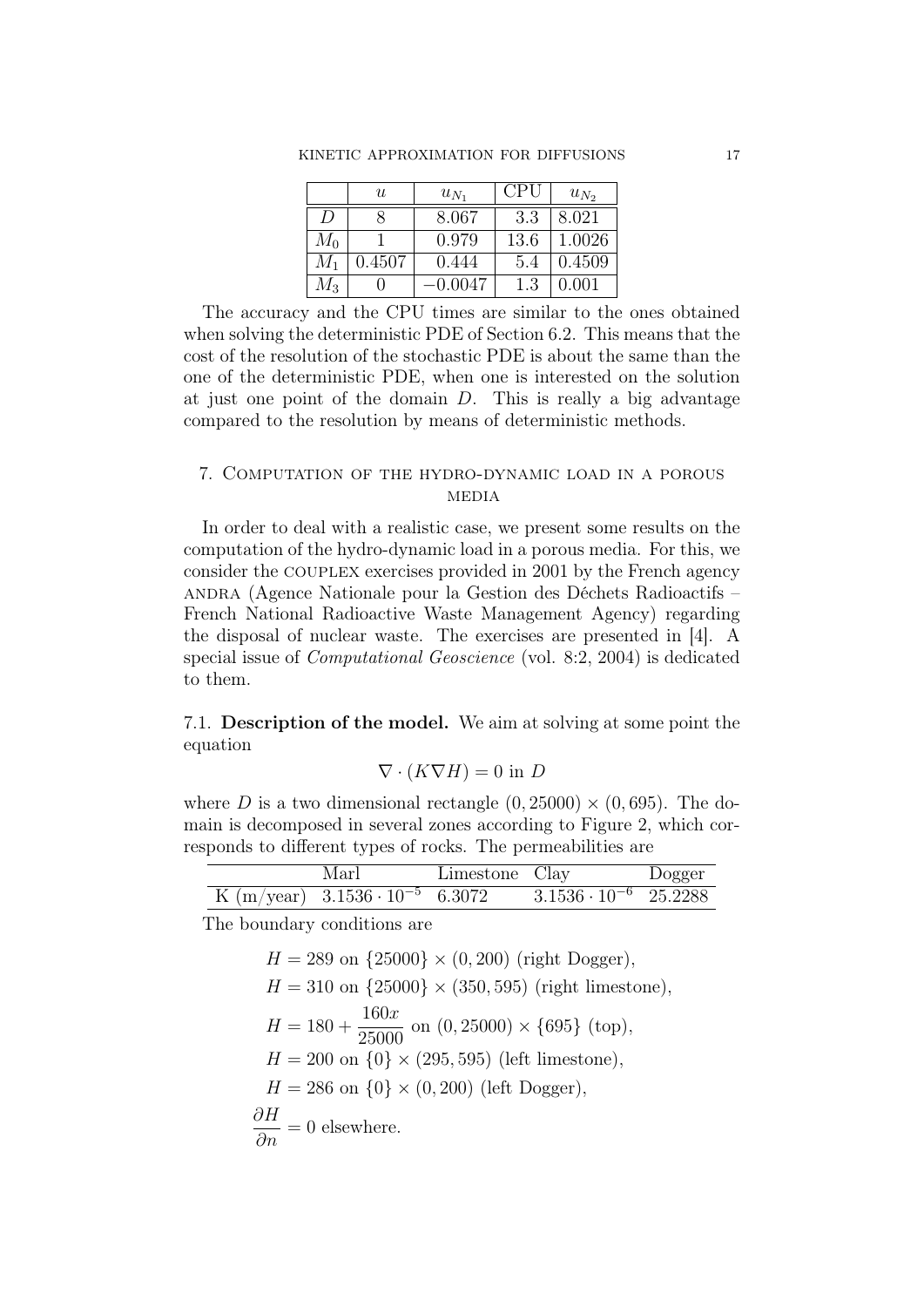|  | $u$ | $u_{N_1}$ | CPU | $u_{N_2}$ |
|---|---|---|---|---|
| $D$ | 8 | 8.067 | 3.3 | 8.021 |
| $M_0$ | 1 | 0.979 | 13.6 | 1.0026 |
| $M_1$ | 0.4507 | 0.444 | 5.4 | 0.4509 |
| $M_3$ | 0 | $-0.0047$ | 1.3 | 0.001 |

The accuracy and the CPU times are similar to the ones obtained when solving the deterministic PDE of Section 6.2. This means that the cost of the resolution of the stochastic PDE is about the same than the one of the deterministic PDE, when one is interested on the solution at just one point of the domain $D$. This is really a big advantage compared to the resolution by means of deterministic methods.

## 7. Computation of the hydro-dynamic load in a porous media

In order to deal with a realistic case, we present some results on the computation of the hydro-dynamic load in a porous media. For this, we consider the COUPLEX exercises provided in 2001 by the French agency ANDRA (Agence Nationale pour la Gestion des Déchets Radioactifs – French National Radioactive Waste Management Agency) regarding the disposal of nuclear waste. The exercises are presented in [4]. A special issue of *Computational Geoscience* (vol. 8:2, 2004) is dedicated to them.

7.1. **Description of the model.** We aim at solving at some point the equation

$$\nabla \cdot (K \nabla H) = 0 \text{ in } D$$

where $D$ is a two dimensional rectangle $(0, 25000) \times (0, 695)$. The domain is decomposed in several zones according to Figure 2, which corresponds to different types of rocks. The permeabilities are

|  | Marl | Limestone | Clay | Dogger |
|---|---|---|---|---|
| K (m/year) | $3.1536 \cdot 10^{-5}$ | 6.3072 | $3.1536 \cdot 10^{-6}$ | 25.2288 |

The boundary conditions are

$$\begin{aligned}
&H = 289 \text{ on } \{25000\} \times (0, 200) \text{ (right Dogger)},\\
&H = 310 \text{ on } \{25000\} \times (350, 595) \text{ (right limestone)},\\
&H = 180 + \frac{160x}{25000} \text{ on } (0, 25000) \times \{695\} \text{ (top)},\\
&H = 200 \text{ on } \{0\} \times (295, 595) \text{ (left limestone)},\\
&H = 286 \text{ on } \{0\} \times (0, 200) \text{ (left Dogger)},\\
&\frac{\partial H}{\partial n} = 0 \text{ elsewhere.}
\end{aligned}$$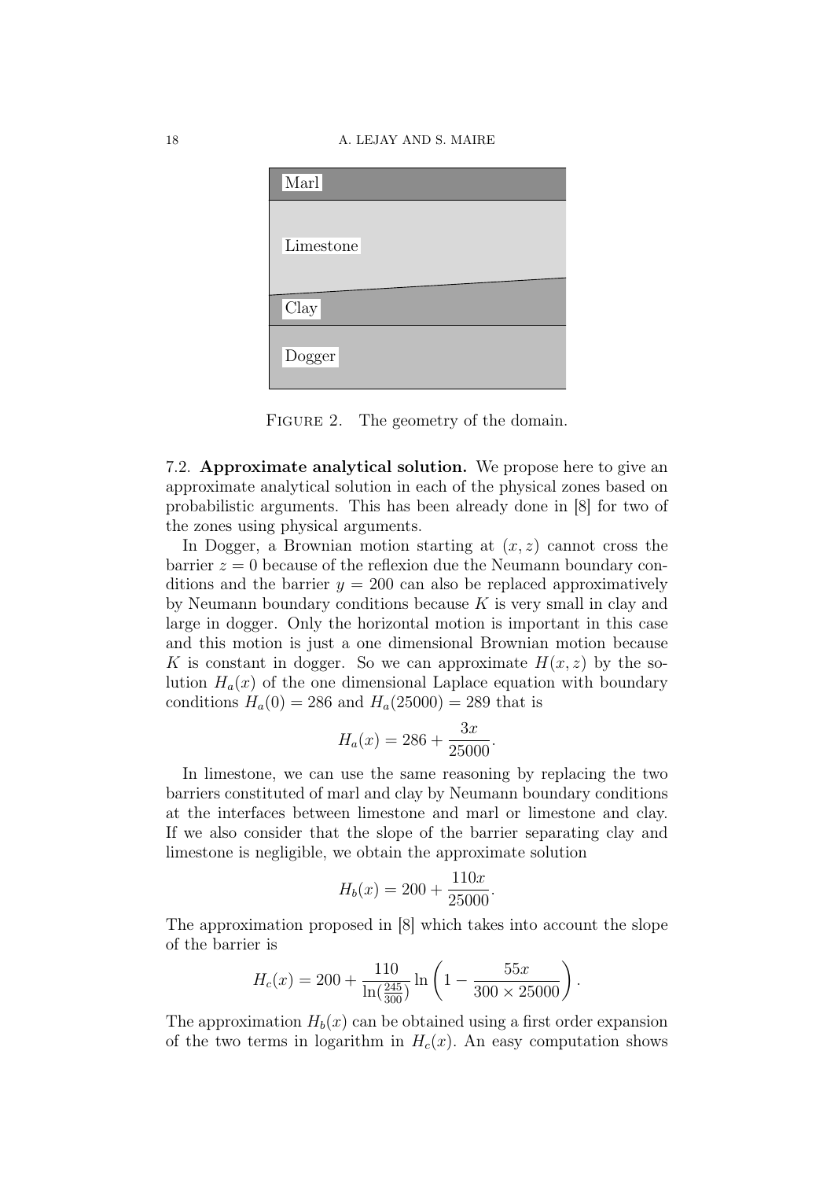Marl

Limestone

Clay

Dogger

FIGURE 2. The geometry of the domain.

7.2. **Approximate analytical solution.** We propose here to give an approximate analytical solution in each of the physical zones based on probabilistic arguments. This has been already done in [8] for two of the zones using physical arguments.

In Dogger, a Brownian motion starting at $(x, z)$ cannot cross the barrier $z = 0$ because of the reflexion due the Neumann boundary conditions and the barrier $y = 200$ can also be replaced approximatively by Neumann boundary conditions because $K$ is very small in clay and large in dogger. Only the horizontal motion is important in this case and this motion is just a one dimensional Brownian motion because $K$ is constant in dogger. So we can approximate $H(x, z)$ by the solution $H_a(x)$ of the one dimensional Laplace equation with boundary conditions $H_a(0) = 286$ and $H_a(25000) = 289$ that is

$$H_a(x) = 286 + \frac{3x}{25000}.$$

In limestone, we can use the same reasoning by replacing the two barriers constituted of marl and clay by Neumann boundary conditions at the interfaces between limestone and marl or limestone and clay. If we also consider that the slope of the barrier separating clay and limestone is negligible, we obtain the approximate solution

$$H_b(x) = 200 + \frac{110x}{25000}.$$

The approximation proposed in [8] which takes into account the slope of the barrier is

$$H_c(x) = 200 + \frac{110}{\ln(\frac{245}{300})} \ln\left(1 - \frac{55x}{300 \times 25000}\right).$$

The approximation $H_b(x)$ can be obtained using a first order expansion of the two terms in logarithm in $H_c(x)$. An easy computation shows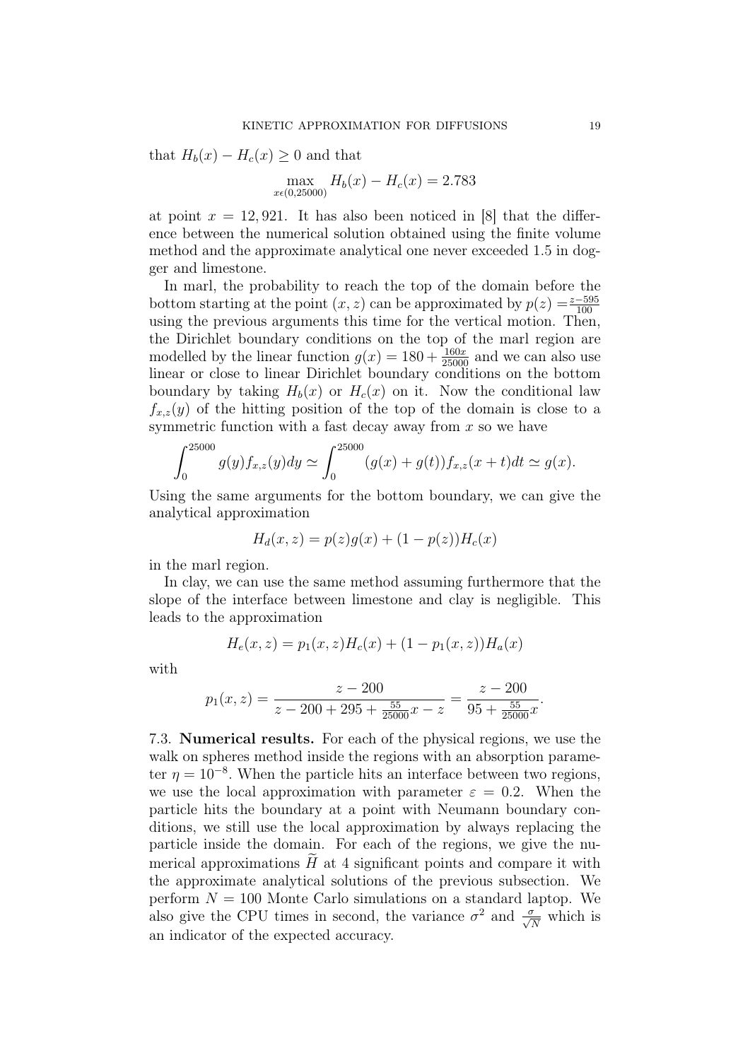that $H_b(x) - H_c(x) \geq 0$ and that

$$\max_{x \epsilon (0,25000)} H_b(x) - H_c(x) = 2.783$$

at point $x = 12,921$. It has also been noticed in [8] that the difference between the numerical solution obtained using the finite volume method and the approximate analytical one never exceeded 1.5 in dogger and limestone.

In marl, the probability to reach the top of the domain before the bottom starting at the point $(x, z)$ can be approximated by $p(z) = \frac{z-595}{100}$ using the previous arguments this time for the vertical motion. Then, the Dirichlet boundary conditions on the top of the marl region are modelled by the linear function $g(x) = 180 + \frac{160x}{25000}$ and we can also use linear or close to linear Dirichlet boundary conditions on the bottom boundary by taking $H_b(x)$ or $H_c(x)$ on it. Now the conditional law $f_{x,z}(y)$ of the hitting position of the top of the domain is close to a symmetric function with a fast decay away from $x$ so we have

$$\int_0^{25000} g(y) f_{x,z}(y) dy \simeq \int_0^{25000} (g(x) + g(t)) f_{x,z}(x+t) dt \simeq g(x).$$

Using the same arguments for the bottom boundary, we can give the analytical approximation

$$H_d(x, z) = p(z) g(x) + (1 - p(z)) H_c(x)$$

in the marl region.

In clay, we can use the same method assuming furthermore that the slope of the interface between limestone and clay is negligible. This leads to the approximation

$$H_e(x, z) = p_1(x, z) H_c(x) + (1 - p_1(x, z)) H_a(x)$$

with

$$p_1(x, z) = \frac{z - 200}{z - 200 + 295 + \frac{55}{25000}x - z} = \frac{z - 200}{95 + \frac{55}{25000}x}.$$

7.3. **Numerical results.** For each of the physical regions, we use the walk on spheres method inside the regions with an absorption parameter $\eta = 10^{-8}$. When the particle hits an interface between two regions, we use the local approximation with parameter $\varepsilon = 0.2$. When the particle hits the boundary at a point with Neumann boundary conditions, we still use the local approximation by always replacing the particle inside the domain. For each of the regions, we give the numerical approximations $\widetilde{H}$ at 4 significant points and compare it with the approximate analytical solutions of the previous subsection. We perform $N = 100$ Monte Carlo simulations on a standard laptop. We also give the CPU times in second, the variance $\sigma^2$ and $\frac{\sigma}{\sqrt{N}}$ which is an indicator of the expected accuracy.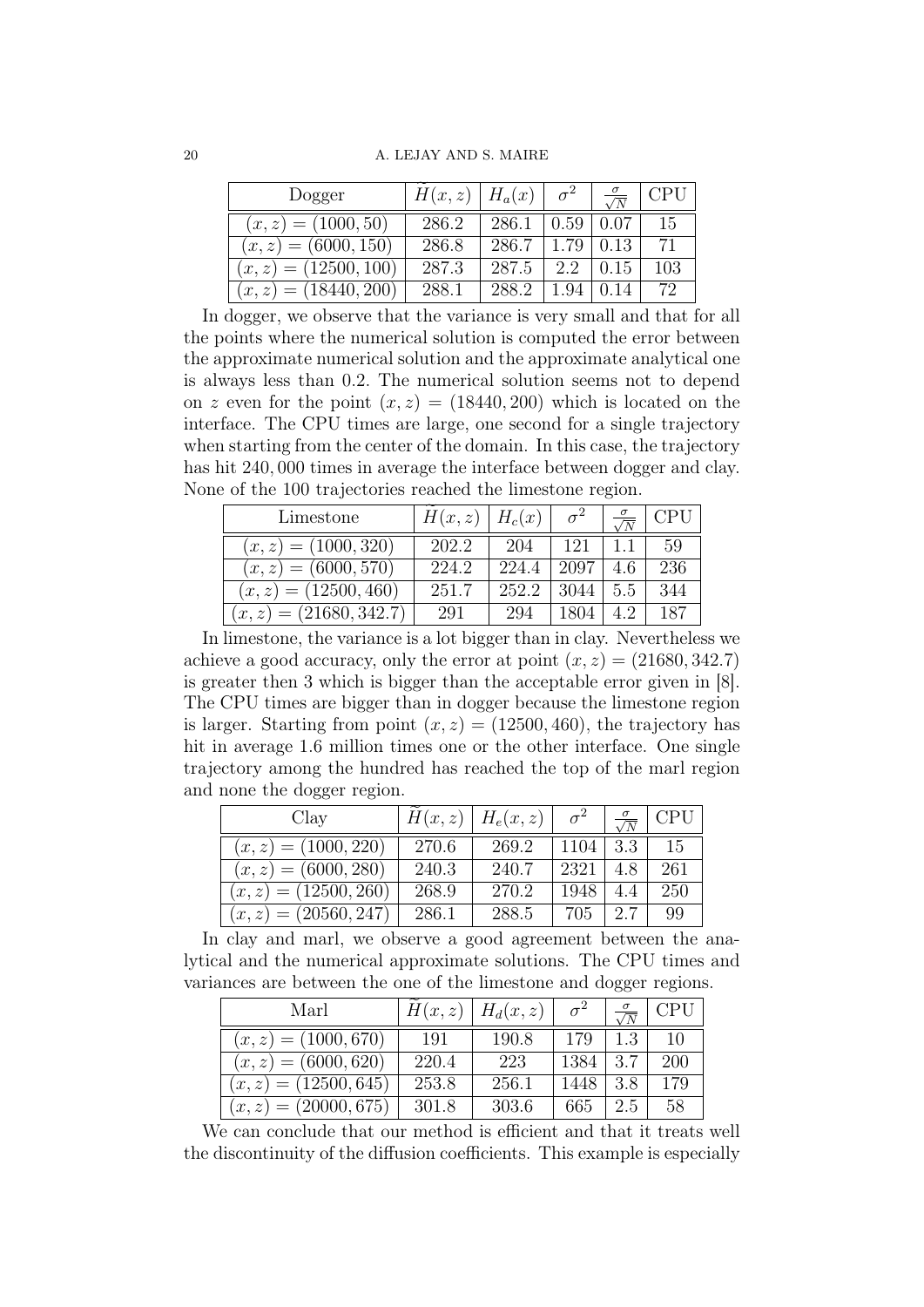| Dogger | $\widetilde{H}(x,z)$ | $H_a(x)$ | $\sigma^2$ | $\frac{\sigma}{\sqrt{N}}$ | CPU |
|---|---|---|---|---|---|
| $(x,z) = (1000, 50)$ | 286.2 | 286.1 | 0.59 | 0.07 | 15 |
| $(x,z) = (6000, 150)$ | 286.8 | 286.7 | 1.79 | 0.13 | 71 |
| $(x,z) = (12500, 100)$ | 287.3 | 287.5 | 2.2 | 0.15 | 103 |
| $(x,z) = (18440, 200)$ | 288.1 | 288.2 | 1.94 | 0.14 | 72 |

In dogger, we observe that the variance is very small and that for all the points where the numerical solution is computed the error between the approximate numerical solution and the approximate analytical one is always less than 0.2. The numerical solution seems not to depend on $z$ even for the point $(x,z) = (18440, 200)$ which is located on the interface. The CPU times are large, one second for a single trajectory when starting from the center of the domain. In this case, the trajectory has hit 240,000 times in average the interface between dogger and clay. None of the 100 trajectories reached the limestone region.

| Limestone | $\widetilde{H}(x,z)$ | $H_c(x)$ | $\sigma^2$ | $\frac{\sigma}{\sqrt{N}}$ | CPU |
|---|---|---|---|---|---|
| $(x,z) = (1000, 320)$ | 202.2 | 204 | 121 | 1.1 | 59 |
| $(x,z) = (6000, 570)$ | 224.2 | 224.4 | 2097 | 4.6 | 236 |
| $(x,z) = (12500, 460)$ | 251.7 | 252.2 | 3044 | 5.5 | 344 |
| $(x,z) = (21680, 342.7)$ | 291 | 294 | 1804 | 4.2 | 187 |

In limestone, the variance is a lot bigger than in clay. Nevertheless we achieve a good accuracy, only the error at point $(x,z) = (21680, 342.7)$ is greater then 3 which is bigger than the acceptable error given in [8]. The CPU times are bigger than in dogger because the limestone region is larger. Starting from point $(x,z) = (12500, 460)$, the trajectory has hit in average 1.6 million times one or the other interface. One single trajectory among the hundred has reached the top of the marl region and none the dogger region.

| Clay | $\widetilde{H}(x,z)$ | $H_e(x,z)$ | $\sigma^2$ | $\frac{\sigma}{\sqrt{N}}$ | CPU |
|---|---|---|---|---|---|
| $(x,z) = (1000, 220)$ | 270.6 | 269.2 | 1104 | 3.3 | 15 |
| $(x,z) = (6000, 280)$ | 240.3 | 240.7 | 2321 | 4.8 | 261 |
| $(x,z) = (12500, 260)$ | 268.9 | 270.2 | 1948 | 4.4 | 250 |
| $(x,z) = (20560, 247)$ | 286.1 | 288.5 | 705 | 2.7 | 99 |

In clay and marl, we observe a good agreement between the analytical and the numerical approximate solutions. The CPU times and variances are between the one of the limestone and dogger regions.

| Marl | $\widetilde{H}(x,z)$ | $H_d(x,z)$ | $\sigma^2$ | $\frac{\sigma}{\sqrt{N}}$ | CPU |
|---|---|---|---|---|---|
| $(x,z) = (1000, 670)$ | 191 | 190.8 | 179 | 1.3 | 10 |
| $(x,z) = (6000, 620)$ | 220.4 | 223 | 1384 | 3.7 | 200 |
| $(x,z) = (12500, 645)$ | 253.8 | 256.1 | 1448 | 3.8 | 179 |
| $(x,z) = (20000, 675)$ | 301.8 | 303.6 | 665 | 2.5 | 58 |

We can conclude that our method is efficient and that it treats well the discontinuity of the diffusion coefficients. This example is especially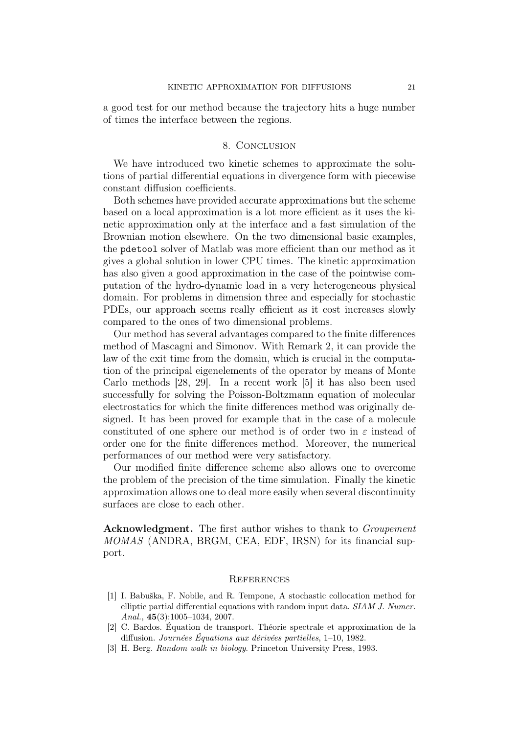a good test for our method because the trajectory hits a huge number of times the interface between the regions.

## 8. Conclusion

We have introduced two kinetic schemes to approximate the solutions of partial differential equations in divergence form with piecewise constant diffusion coefficients.

Both schemes have provided accurate approximations but the scheme based on a local approximation is a lot more efficient as it uses the kinetic approximation only at the interface and a fast simulation of the Brownian motion elsewhere. On the two dimensional basic examples, the `pdetool` solver of Matlab was more efficient than our method as it gives a global solution in lower CPU times. The kinetic approximation has also given a good approximation in the case of the pointwise computation of the hydro-dynamic load in a very heterogeneous physical domain. For problems in dimension three and especially for stochastic PDEs, our approach seems really efficient as it cost increases slowly compared to the ones of two dimensional problems.

Our method has several advantages compared to the finite differences method of Mascagni and Simonov. With Remark 2, it can provide the law of the exit time from the domain, which is crucial in the computation of the principal eigenelements of the operator by means of Monte Carlo methods [28, 29]. In a recent work [5] it has also been used successfully for solving the Poisson-Boltzmann equation of molecular electrostatics for which the finite differences method was originally designed. It has been proved for example that in the case of a molecule constituted of one sphere our method is of order two in $\varepsilon$ instead of order one for the finite differences method. Moreover, the numerical performances of our method were very satisfactory.

Our modified finite difference scheme also allows one to overcome the problem of the precision of the time simulation. Finally the kinetic approximation allows one to deal more easily when several discontinuity surfaces are close to each other.

**Acknowledgment.** The first author wishes to thank to *Groupement MOMAS* (ANDRA, BRGM, CEA, EDF, IRSN) for its financial support.

## References

[1] I. Babuška, F. Nobile, and R. Tempone, A stochastic collocation method for elliptic partial differential equations with random input data. *SIAM J. Numer. Anal.*, **45**(3):1005–1034, 2007.

[2] C. Bardos. Équation de transport. Théorie spectrale et approximation de la diffusion. *Journées Équations aux dérivées partielles*, 1–10, 1982.

[3] H. Berg. *Random walk in biology*. Princeton University Press, 1993.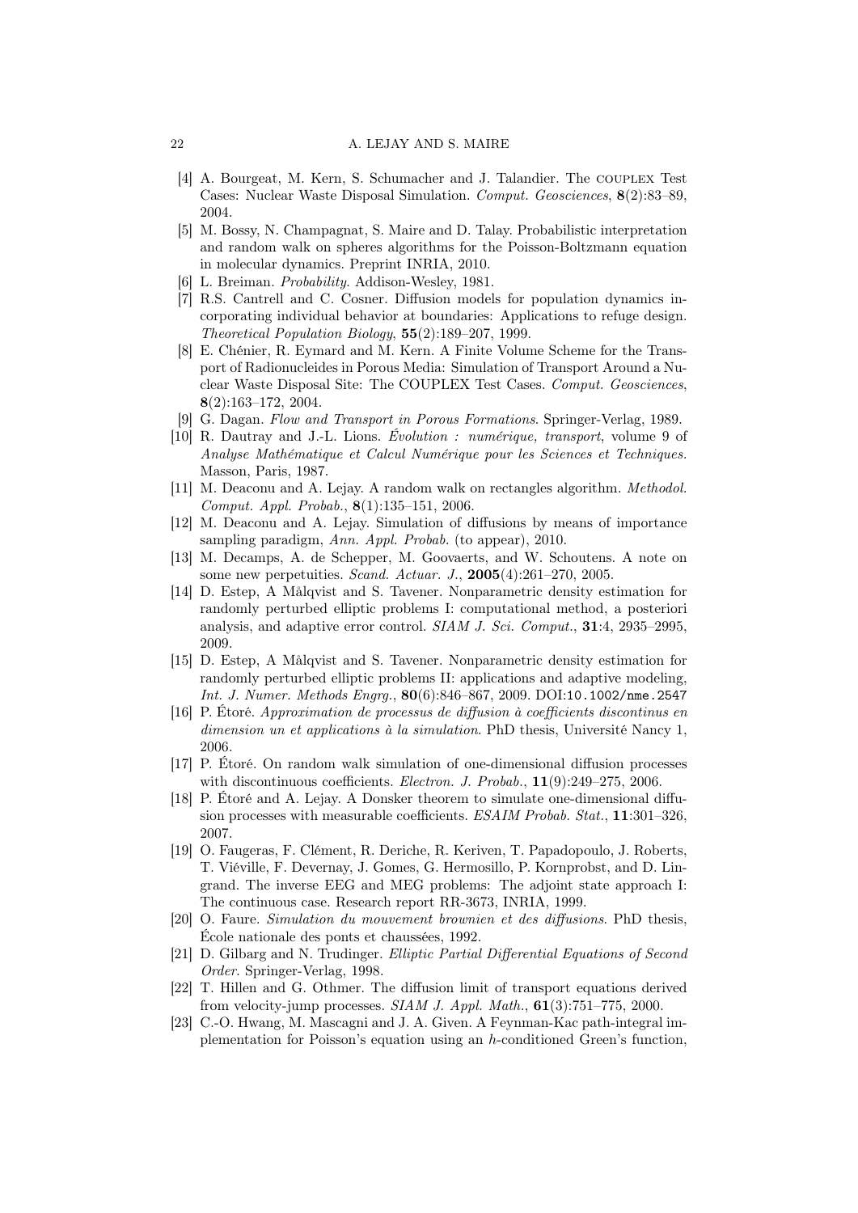[4] A. Bourgeat, M. Kern, S. Schumacher and J. Talandier. The COUPLEX Test Cases: Nuclear Waste Disposal Simulation. *Comput. Geosciences*, **8**(2):83–89, 2004.

[5] M. Bossy, N. Champagnat, S. Maire and D. Talay. Probabilistic interpretation and random walk on spheres algorithms for the Poisson-Boltzmann equation in molecular dynamics. Preprint INRIA, 2010.

[6] L. Breiman. *Probability*. Addison-Wesley, 1981.

[7] R.S. Cantrell and C. Cosner. Diffusion models for population dynamics incorporating individual behavior at boundaries: Applications to refuge design. *Theoretical Population Biology*, **55**(2):189–207, 1999.

[8] E. Chénier, R. Eymard and M. Kern. A Finite Volume Scheme for the Transport of Radionucleides in Porous Media: Simulation of Transport Around a Nuclear Waste Disposal Site: The COUPLEX Test Cases. *Comput. Geosciences*, **8**(2):163–172, 2004.

[9] G. Dagan. *Flow and Transport in Porous Formations*. Springer-Verlag, 1989.

[10] R. Dautray and J.-L. Lions. *Évolution : numérique, transport*, volume 9 of *Analyse Mathématique et Calcul Numérique pour les Sciences et Techniques.* Masson, Paris, 1987.

[11] M. Deaconu and A. Lejay. A random walk on rectangles algorithm. *Methodol. Comput. Appl. Probab.*, **8**(1):135–151, 2006.

[12] M. Deaconu and A. Lejay. Simulation of diffusions by means of importance sampling paradigm, *Ann. Appl. Probab.* (to appear), 2010.

[13] M. Decamps, A. de Schepper, M. Goovaerts, and W. Schoutens. A note on some new perpetuities. *Scand. Actuar. J.*, **2005**(4):261–270, 2005.

[14] D. Estep, A Målqvist and S. Tavener. Nonparametric density estimation for randomly perturbed elliptic problems I: computational method, a posteriori analysis, and adaptive error control. *SIAM J. Sci. Comput.*, **31**:4, 2935–2995, 2009.

[15] D. Estep, A Målqvist and S. Tavener. Nonparametric density estimation for randomly perturbed elliptic problems II: applications and adaptive modeling, *Int. J. Numer. Methods Engrg.*, **80**(6):846–867, 2009. DOI:`10.1002/nme.2547`

[16] P. Étoré. *Approximation de processus de diffusion à coefficients discontinus en dimension un et applications à la simulation*. PhD thesis, Université Nancy 1, 2006.

[17] P. Étoré. On random walk simulation of one-dimensional diffusion processes with discontinuous coefficients. *Electron. J. Probab.*, **11**(9):249–275, 2006.

[18] P. Étoré and A. Lejay. A Donsker theorem to simulate one-dimensional diffusion processes with measurable coefficients. *ESAIM Probab. Stat.*, **11**:301–326, 2007.

[19] O. Faugeras, F. Clément, R. Deriche, R. Keriven, T. Papadopoulo, J. Roberts, T. Viéville, F. Devernay, J. Gomes, G. Hermosillo, P. Kornprobst, and D. Lingrand. The inverse EEG and MEG problems: The adjoint state approach I: The continuous case. Research report RR-3673, INRIA, 1999.

[20] O. Faure. *Simulation du mouvement brownien et des diffusions*. PhD thesis, École nationale des ponts et chaussées, 1992.

[21] D. Gilbarg and N. Trudinger. *Elliptic Partial Differential Equations of Second Order*. Springer-Verlag, 1998.

[22] T. Hillen and G. Othmer. The diffusion limit of transport equations derived from velocity-jump processes. *SIAM J. Appl. Math.*, **61**(3):751–775, 2000.

[23] C.-O. Hwang, M. Mascagni and J. A. Given. A Feynman-Kac path-integral implementation for Poisson's equation using an $h$-conditioned Green's function,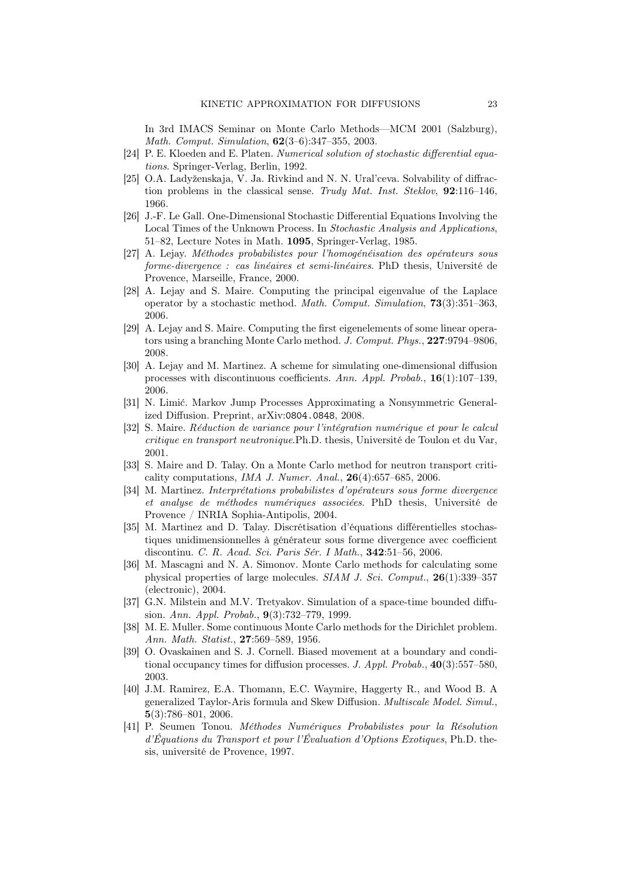In 3rd IMACS Seminar on Monte Carlo Methods—MCM 2001 (Salzburg), *Math. Comput. Simulation*, **62**(3–6):347–355, 2003.

- [24] P. E. Kloeden and E. Platen. *Numerical solution of stochastic differential equations*. Springer-Verlag, Berlin, 1992.
- [25] O.A. Ladyženskaja, V. Ja. Rivkind and N. N. Ural'ceva. Solvability of diffraction problems in the classical sense. *Trudy Mat. Inst. Steklov*, **92**:116–146, 1966.
- [26] J.-F. Le Gall. One-Dimensional Stochastic Differential Equations Involving the Local Times of the Unknown Process. In *Stochastic Analysis and Applications*, 51–82, Lecture Notes in Math. **1095**, Springer-Verlag, 1985.
- [27] A. Lejay. *Méthodes probabilistes pour l'homogénéisation des opérateurs sous forme-divergence : cas linéaires et semi-linéaires*. PhD thesis, Université de Provence, Marseille, France, 2000.
- [28] A. Lejay and S. Maire. Computing the principal eigenvalue of the Laplace operator by a stochastic method. *Math. Comput. Simulation*, **73**(3):351–363, 2006.
- [29] A. Lejay and S. Maire. Computing the first eigenelements of some linear operators using a branching Monte Carlo method. *J. Comput. Phys.*, **227**:9794–9806, 2008.
- [30] A. Lejay and M. Martinez. A scheme for simulating one-dimensional diffusion processes with discontinuous coefficients. *Ann. Appl. Probab.*, **16**(1):107–139, 2006.
- [31] N. Limić. Markov Jump Processes Approximating a Nonsymmetric Generalized Diffusion. Preprint, arXiv:0804.0848, 2008.
- [32] S. Maire. *Réduction de variance pour l'intégration numérique et pour le calcul critique en transport neutronique*.Ph.D. thesis, Université de Toulon et du Var, 2001.
- [33] S. Maire and D. Talay. On a Monte Carlo method for neutron transport criticality computations, *IMA J. Numer. Anal.*, **26**(4):657–685, 2006.
- [34] M. Martinez. *Interprétations probabilistes d'opérateurs sous forme divergence et analyse de méthodes numériques associées*. PhD thesis, Université de Provence / INRIA Sophia-Antipolis, 2004.
- [35] M. Martinez and D. Talay. Discrétisation d'équations différentielles stochastiques unidimensionnelles à générateur sous forme divergence avec coefficient discontinu. *C. R. Acad. Sci. Paris Sér. I Math.*, **342**:51–56, 2006.
- [36] M. Mascagni and N. A. Simonov. Monte Carlo methods for calculating some physical properties of large molecules. *SIAM J. Sci. Comput.*, **26**(1):339–357 (electronic), 2004.
- [37] G.N. Milstein and M.V. Tretyakov. Simulation of a space-time bounded diffusion. *Ann. Appl. Probab.*, **9**(3):732–779, 1999.
- [38] M. E. Muller. Some continuous Monte Carlo methods for the Dirichlet problem. *Ann. Math. Statist.*, **27**:569–589, 1956.
- [39] O. Ovaskainen and S. J. Cornell. Biased movement at a boundary and conditional occupancy times for diffusion processes. *J. Appl. Probab.*, **40**(3):557–580, 2003.
- [40] J.M. Ramirez, E.A. Thomann, E.C. Waymire, Haggerty R., and Wood B. A generalized Taylor-Aris formula and Skew Diffusion. *Multiscale Model. Simul.*, **5**(3):786–801, 2006.
- [41] P. Seumen Tonou. *Méthodes Numériques Probabilistes pour la Résolution d'Équations du Transport et pour l'Évaluation d'Options Exotiques*, Ph.D. thesis, université de Provence, 1997.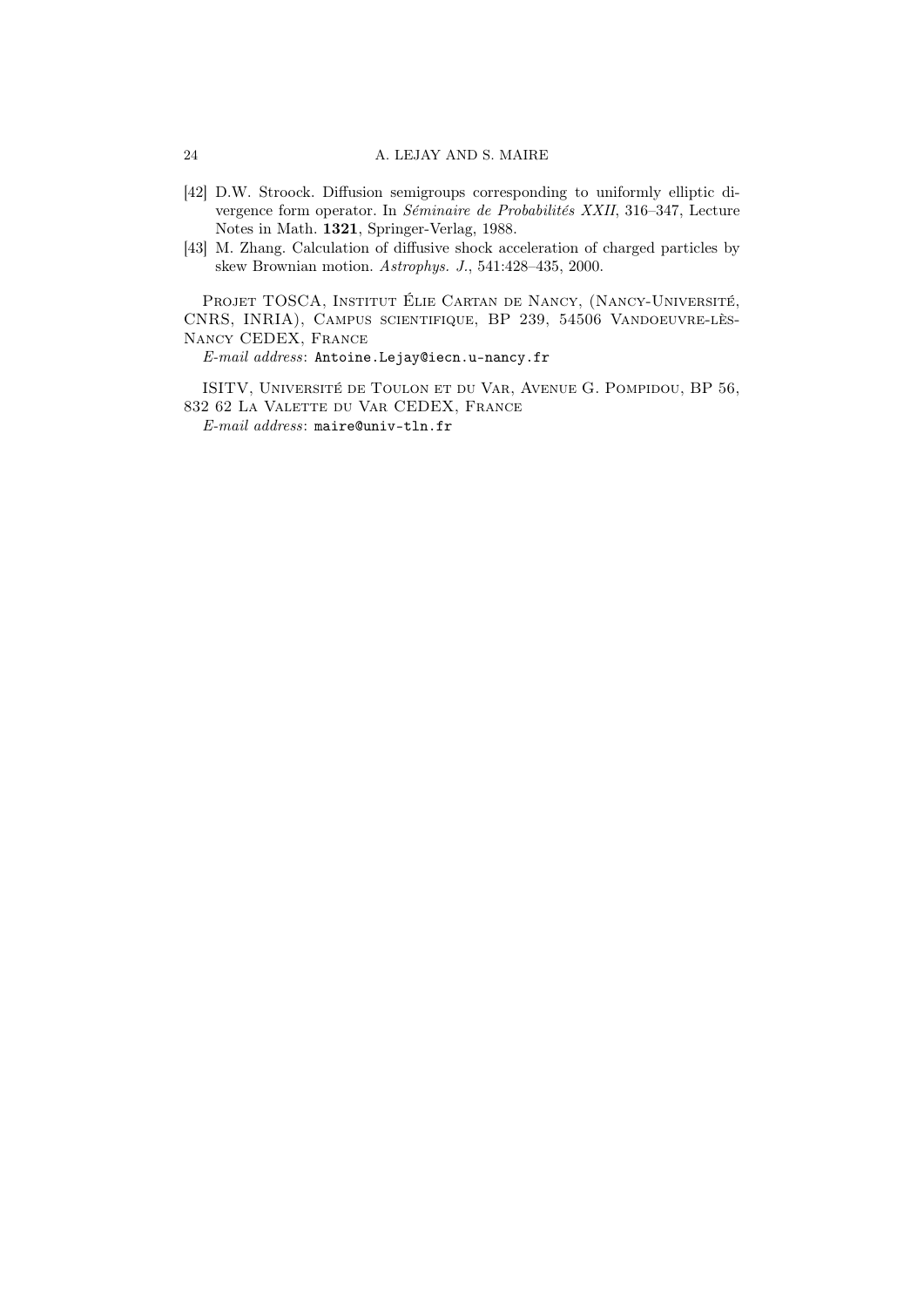[42] D.W. Stroock. Diffusion semigroups corresponding to uniformly elliptic divergence form operator. In *Séminaire de Probabilités XXII*, 316–347, Lecture Notes in Math. **1321**, Springer-Verlag, 1988.

[43] M. Zhang. Calculation of diffusive shock acceleration of charged particles by skew Brownian motion. *Astrophys. J.*, 541:428–435, 2000.

Projet TOSCA, Institut Élie Cartan de Nancy, (Nancy-Université, CNRS, INRIA), Campus scientifique, BP 239, 54506 Vandoeuvre-lès-Nancy CEDEX, France

*E-mail address*: `Antoine.Lejay@iecn.u-nancy.fr`

ISITV, Université de Toulon et du Var, Avenue G. Pompidou, BP 56, 832 62 La Valette du Var CEDEX, France

*E-mail address*: `maire@univ-tln.fr`